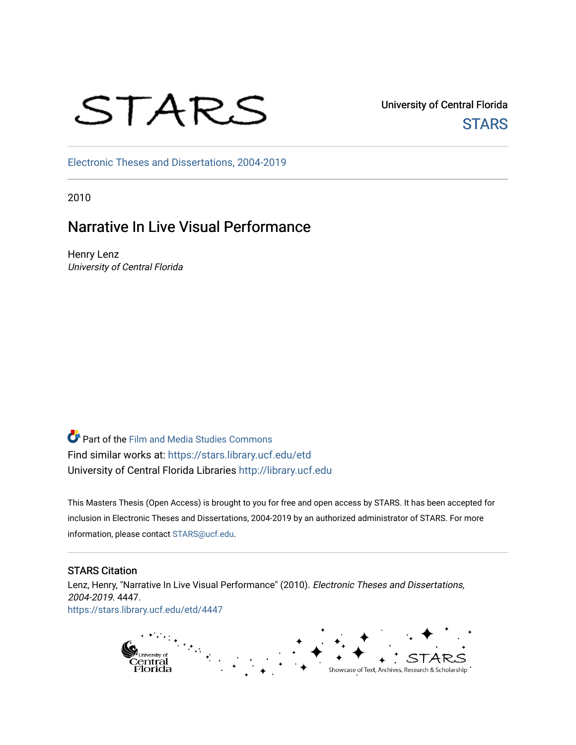University of Central Florida

STARS

Electronic Theses and Dissertations, 2004-2019

2010

# Narrative In Live Visual Performance

Henry Lenz
*University of Central Florida*

Part of the Film and Media Studies Commons
Find similar works at: https://stars.library.ucf.edu/etd
University of Central Florida Libraries http://library.ucf.edu

This Masters Thesis (Open Access) is brought to you for free and open access by STARS. It has been accepted for inclusion in Electronic Theses and Dissertations, 2004-2019 by an authorized administrator of STARS. For more information, please contact STARS@ucf.edu.

## STARS Citation

Lenz, Henry, "Narrative In Live Visual Performance" (2010). *Electronic Theses and Dissertations, 2004-2019*. 4447.
https://stars.library.ucf.edu/etd/4447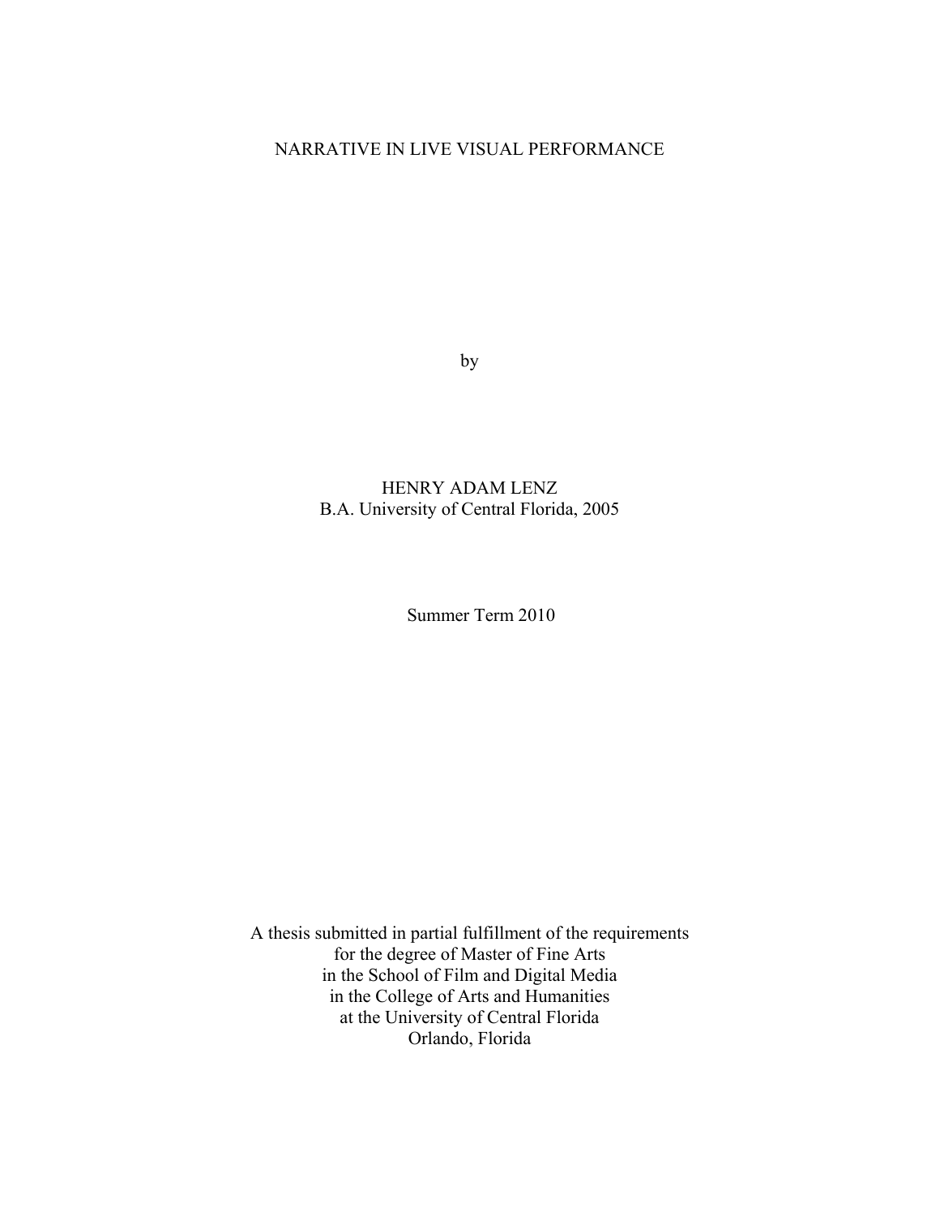# NARRATIVE IN LIVE VISUAL PERFORMANCE

by

HENRY ADAM LENZ
B.A. University of Central Florida, 2005

Summer Term 2010

A thesis submitted in partial fulfillment of the requirements
for the degree of Master of Fine Arts
in the School of Film and Digital Media
in the College of Arts and Humanities
at the University of Central Florida
Orlando, Florida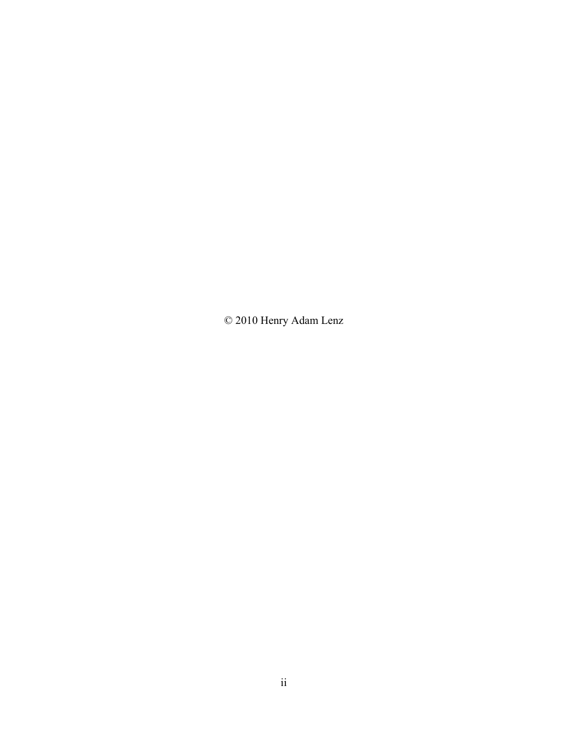© 2010 Henry Adam Lenz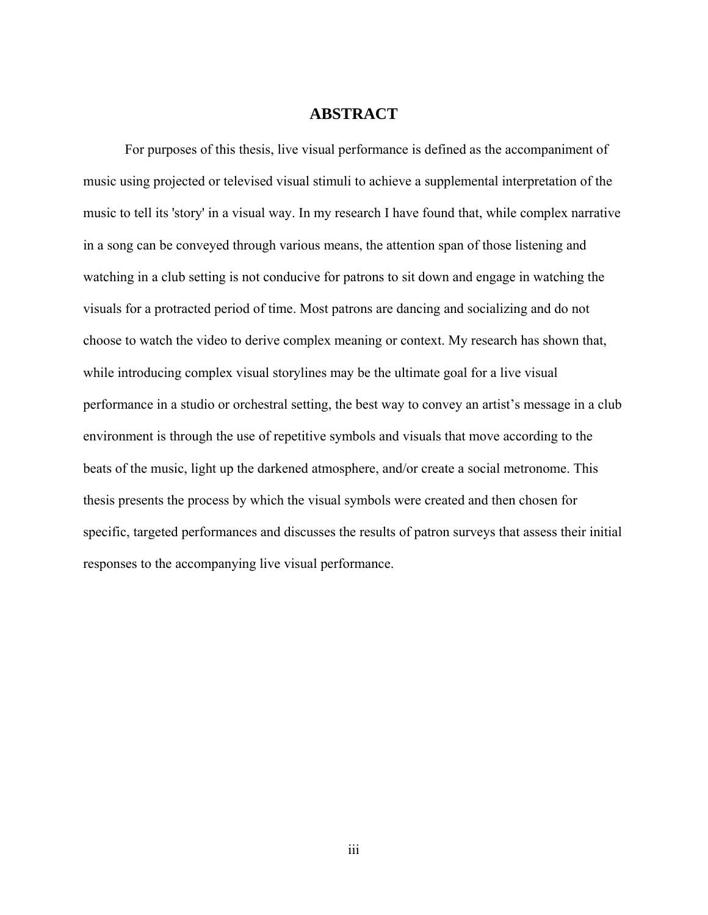# ABSTRACT

For purposes of this thesis, live visual performance is defined as the accompaniment of music using projected or televised visual stimuli to achieve a supplemental interpretation of the music to tell its 'story' in a visual way. In my research I have found that, while complex narrative in a song can be conveyed through various means, the attention span of those listening and watching in a club setting is not conducive for patrons to sit down and engage in watching the visuals for a protracted period of time. Most patrons are dancing and socializing and do not choose to watch the video to derive complex meaning or context. My research has shown that, while introducing complex visual storylines may be the ultimate goal for a live visual performance in a studio or orchestral setting, the best way to convey an artist's message in a club environment is through the use of repetitive symbols and visuals that move according to the beats of the music, light up the darkened atmosphere, and/or create a social metronome. This thesis presents the process by which the visual symbols were created and then chosen for specific, targeted performances and discusses the results of patron surveys that assess their initial responses to the accompanying live visual performance.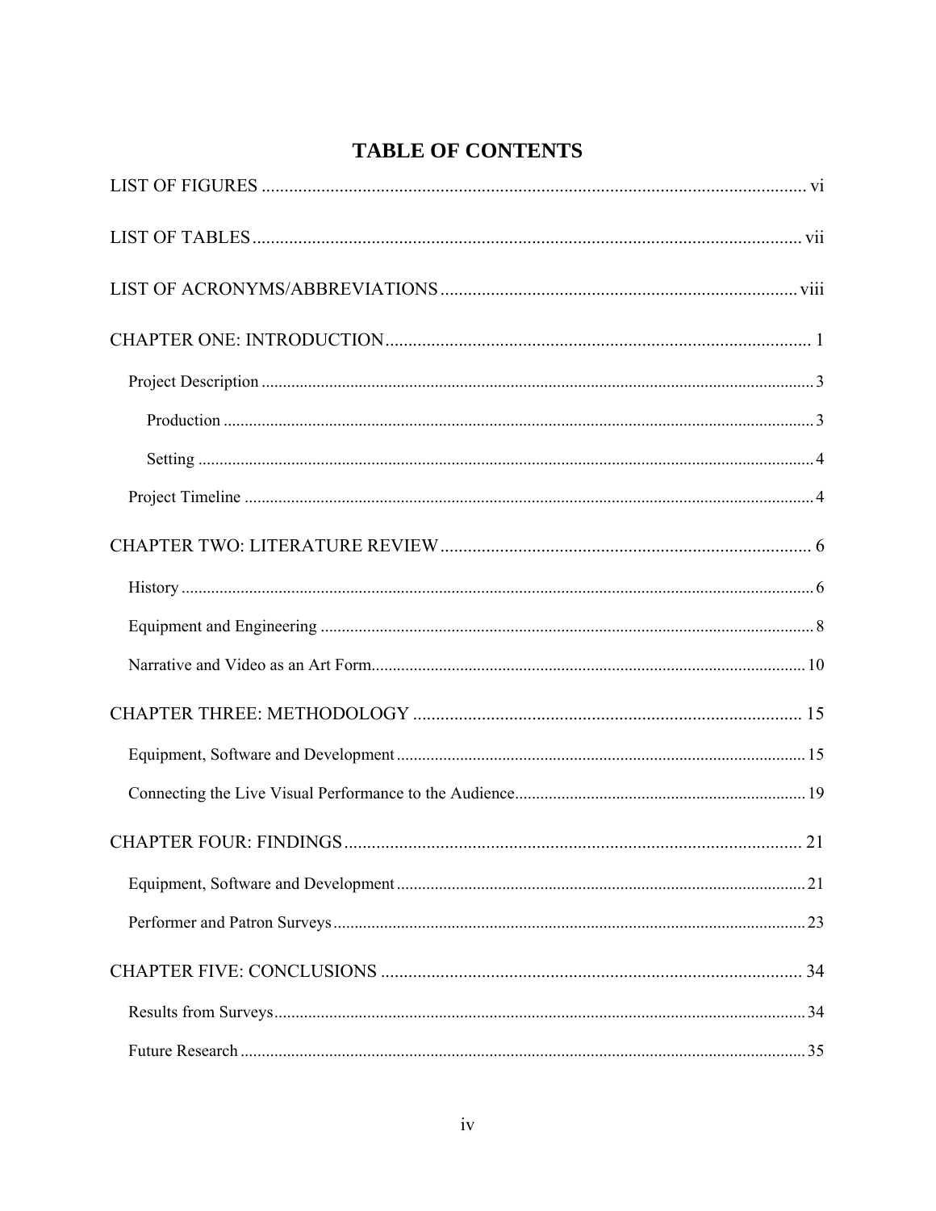# TABLE OF CONTENTS

LIST OF FIGURES ........................................................................................................ vi

LIST OF TABLES ........................................................................................................ vii

LIST OF ACRONYMS/ABBREVIATIONS ............................................................................ viii

CHAPTER ONE: INTRODUCTION ........................................................................................ 1

- Project Description ........................................................................................................ 3
  - Production ........................................................................................................ 3
  - Setting ........................................................................................................ 4
- Project Timeline ........................................................................................................ 4

CHAPTER TWO: LITERATURE REVIEW ................................................................................ 6

- History ........................................................................................................ 6
- Equipment and Engineering ........................................................................................................ 8
- Narrative and Video as an Art Form ........................................................................................................ 10

CHAPTER THREE: METHODOLOGY ........................................................................................ 15

- Equipment, Software and Development ........................................................................................................ 15
- Connecting the Live Visual Performance to the Audience ........................................................................................................ 19

CHAPTER FOUR: FINDINGS ........................................................................................ 21

- Equipment, Software and Development ........................................................................................................ 21
- Performer and Patron Surveys ........................................................................................................ 23

CHAPTER FIVE: CONCLUSIONS ........................................................................................ 34

- Results from Surveys ........................................................................................................ 34
- Future Research ........................................................................................................ 35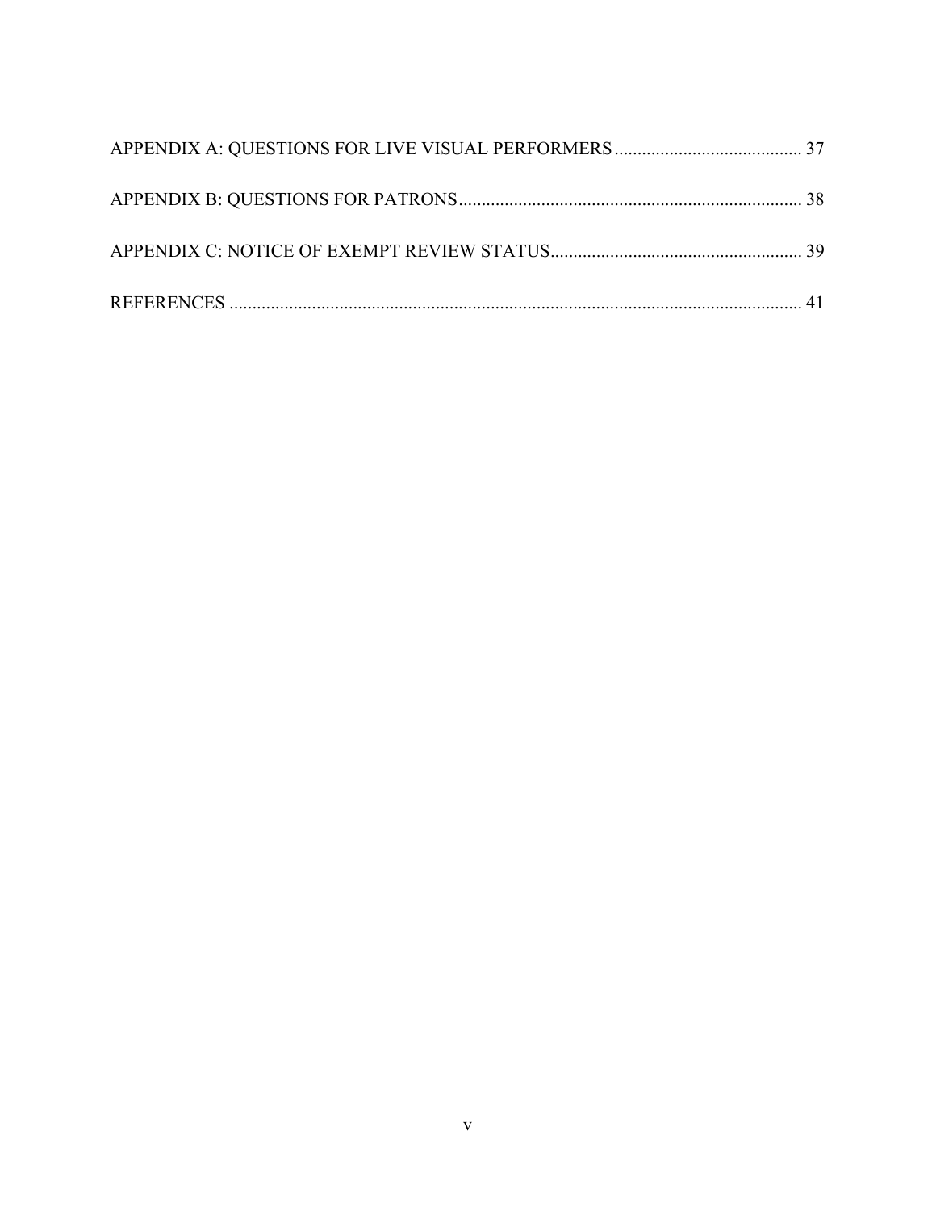APPENDIX A: QUESTIONS FOR LIVE VISUAL PERFORMERS ........................................ 37

APPENDIX B: QUESTIONS FOR PATRONS ........................................................................ 38

APPENDIX C: NOTICE OF EXEMPT REVIEW STATUS ..................................................... 39

REFERENCES ........................................................................................................................ 41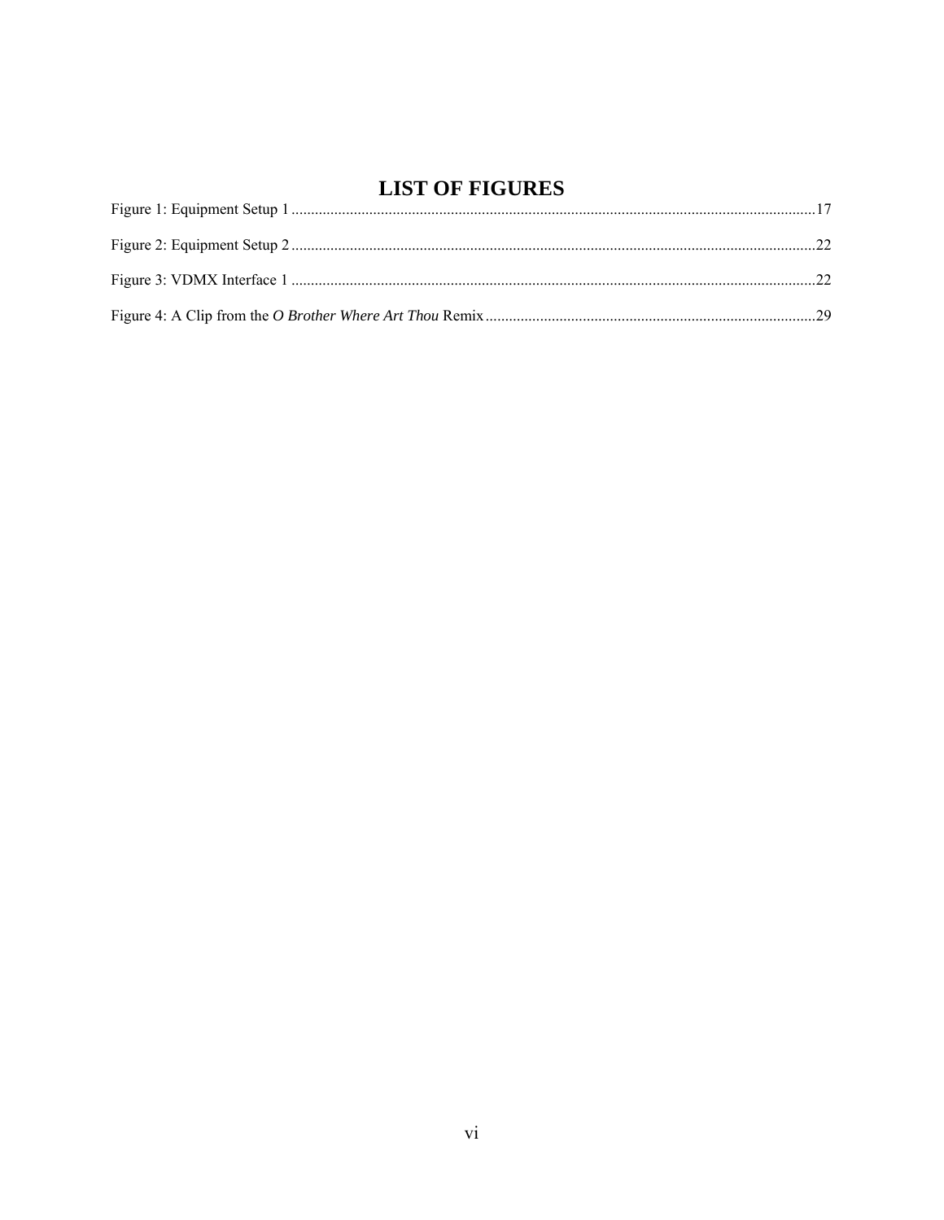# LIST OF FIGURES

Figure 1: Equipment Setup 1 ....................................................................................................................................17

Figure 2: Equipment Setup 2 ....................................................................................................................................22

Figure 3: VDMX Interface 1 ....................................................................................................................................22

Figure 4: A Clip from the *O Brother Where Art Thou* Remix ....................................................................................29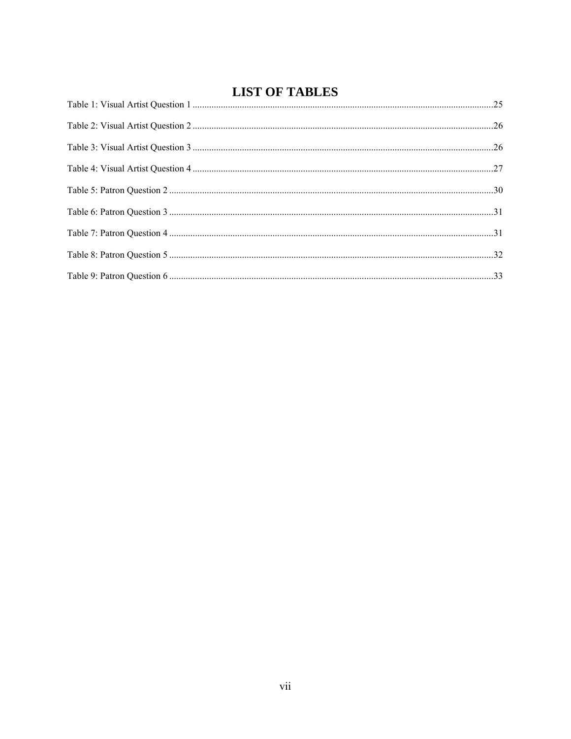# LIST OF TABLES

Table 1: Visual Artist Question 1 ....................................................................................................................25

Table 2: Visual Artist Question 2 ....................................................................................................................26

Table 3: Visual Artist Question 3 ....................................................................................................................26

Table 4: Visual Artist Question 4 ....................................................................................................................27

Table 5: Patron Question 2 ............................................................................................................................30

Table 6: Patron Question 3 ............................................................................................................................31

Table 7: Patron Question 4 ............................................................................................................................31

Table 8: Patron Question 5 ............................................................................................................................32

Table 9: Patron Question 6 ............................................................................................................................33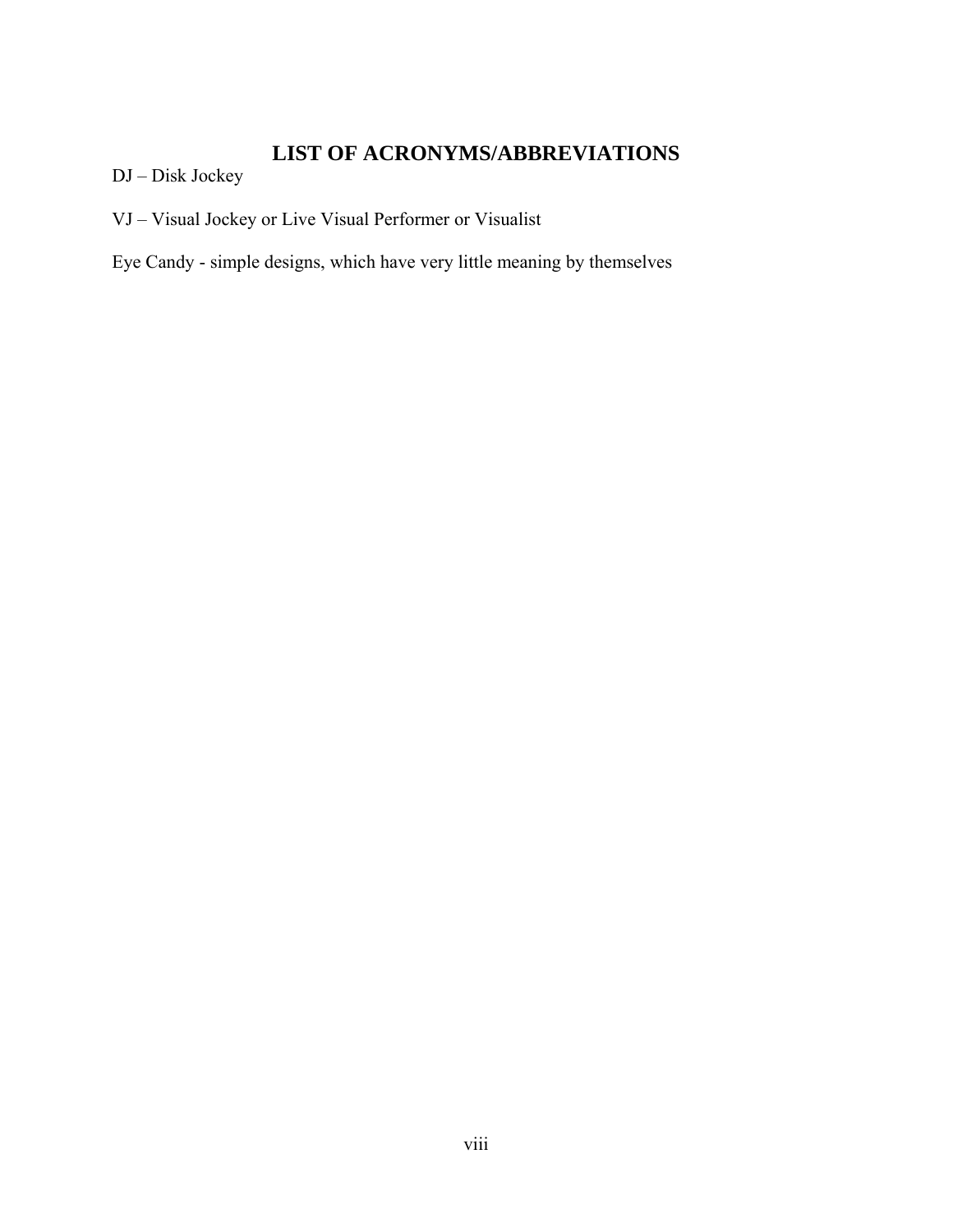# LIST OF ACRONYMS/ABBREVIATIONS

DJ – Disk Jockey

VJ – Visual Jockey or Live Visual Performer or Visualist

Eye Candy - simple designs, which have very little meaning by themselves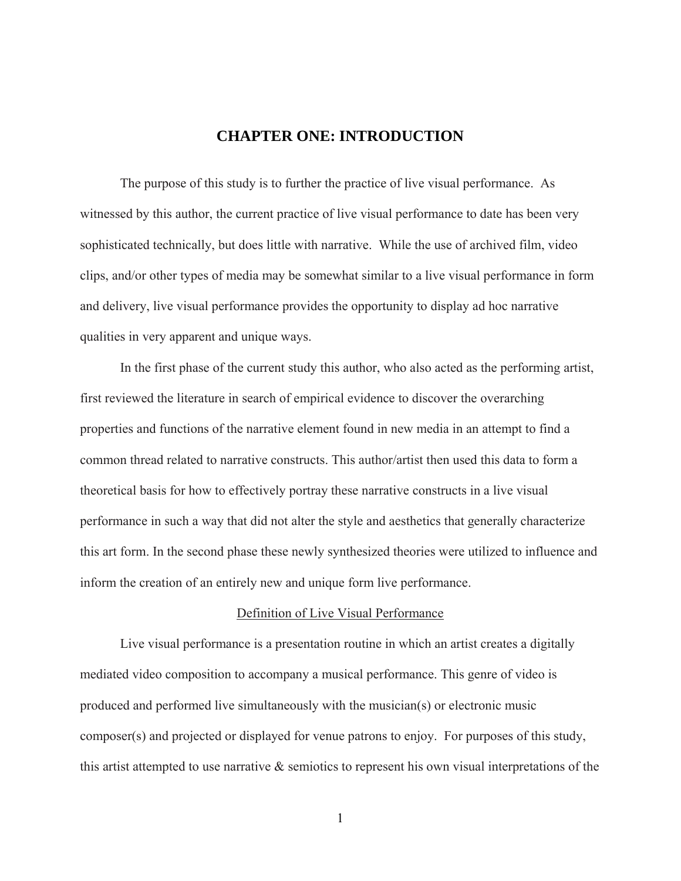# CHAPTER ONE: INTRODUCTION

The purpose of this study is to further the practice of live visual performance. As witnessed by this author, the current practice of live visual performance to date has been very sophisticated technically, but does little with narrative. While the use of archived film, video clips, and/or other types of media may be somewhat similar to a live visual performance in form and delivery, live visual performance provides the opportunity to display ad hoc narrative qualities in very apparent and unique ways.

In the first phase of the current study this author, who also acted as the performing artist, first reviewed the literature in search of empirical evidence to discover the overarching properties and functions of the narrative element found in new media in an attempt to find a common thread related to narrative constructs. This author/artist then used this data to form a theoretical basis for how to effectively portray these narrative constructs in a live visual performance in such a way that did not alter the style and aesthetics that generally characterize this art form. In the second phase these newly synthesized theories were utilized to influence and inform the creation of an entirely new and unique form live performance.

## Definition of Live Visual Performance

Live visual performance is a presentation routine in which an artist creates a digitally mediated video composition to accompany a musical performance. This genre of video is produced and performed live simultaneously with the musician(s) or electronic music composer(s) and projected or displayed for venue patrons to enjoy. For purposes of this study, this artist attempted to use narrative & semiotics to represent his own visual interpretations of the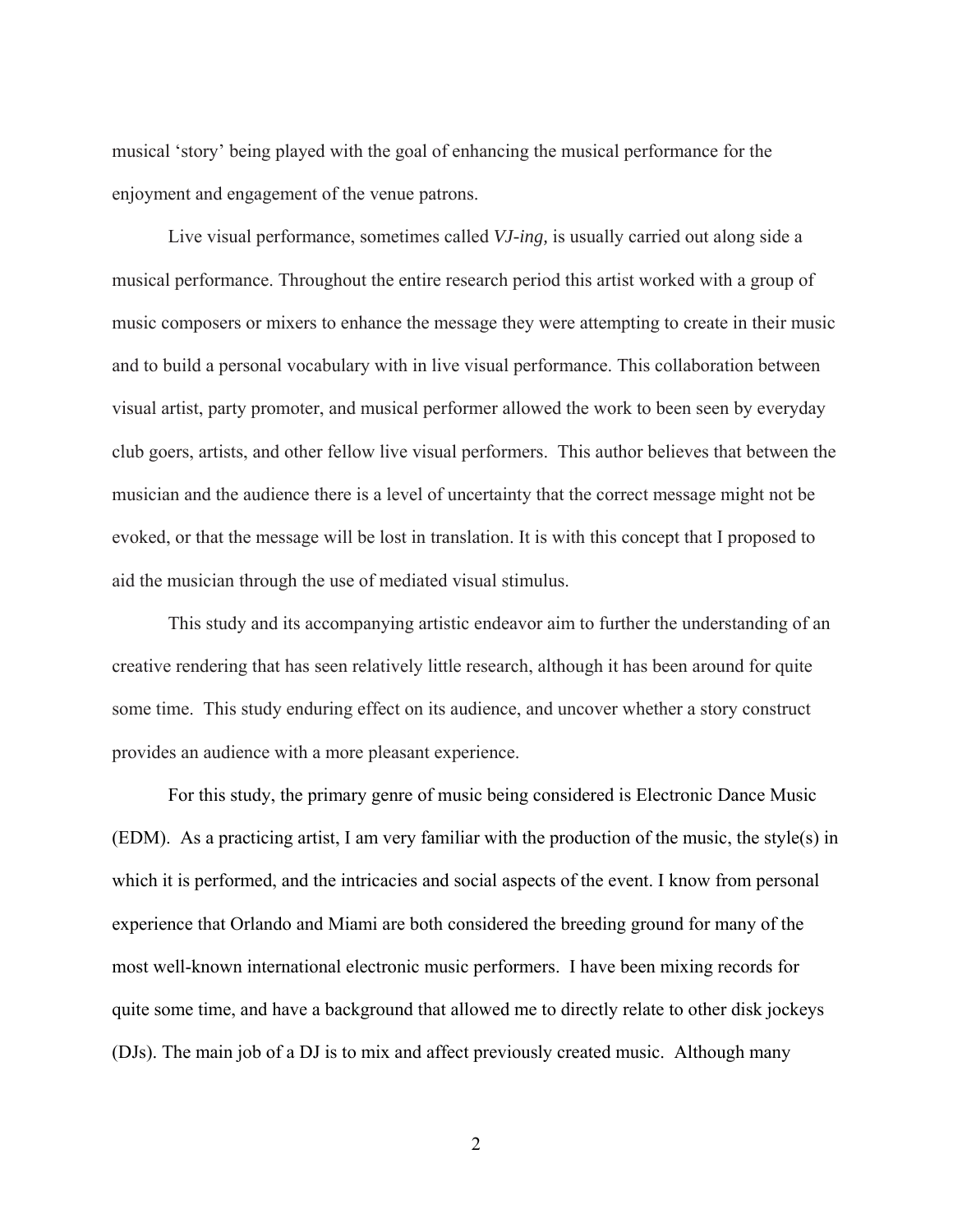musical 'story' being played with the goal of enhancing the musical performance for the enjoyment and engagement of the venue patrons.

Live visual performance, sometimes called *VJ-ing,* is usually carried out along side a musical performance. Throughout the entire research period this artist worked with a group of music composers or mixers to enhance the message they were attempting to create in their music and to build a personal vocabulary with in live visual performance. This collaboration between visual artist, party promoter, and musical performer allowed the work to been seen by everyday club goers, artists, and other fellow live visual performers. This author believes that between the musician and the audience there is a level of uncertainty that the correct message might not be evoked, or that the message will be lost in translation. It is with this concept that I proposed to aid the musician through the use of mediated visual stimulus.

This study and its accompanying artistic endeavor aim to further the understanding of an creative rendering that has seen relatively little research, although it has been around for quite some time. This study enduring effect on its audience, and uncover whether a story construct provides an audience with a more pleasant experience.

For this study, the primary genre of music being considered is Electronic Dance Music (EDM). As a practicing artist, I am very familiar with the production of the music, the style(s) in which it is performed, and the intricacies and social aspects of the event. I know from personal experience that Orlando and Miami are both considered the breeding ground for many of the most well-known international electronic music performers. I have been mixing records for quite some time, and have a background that allowed me to directly relate to other disk jockeys (DJs). The main job of a DJ is to mix and affect previously created music. Although many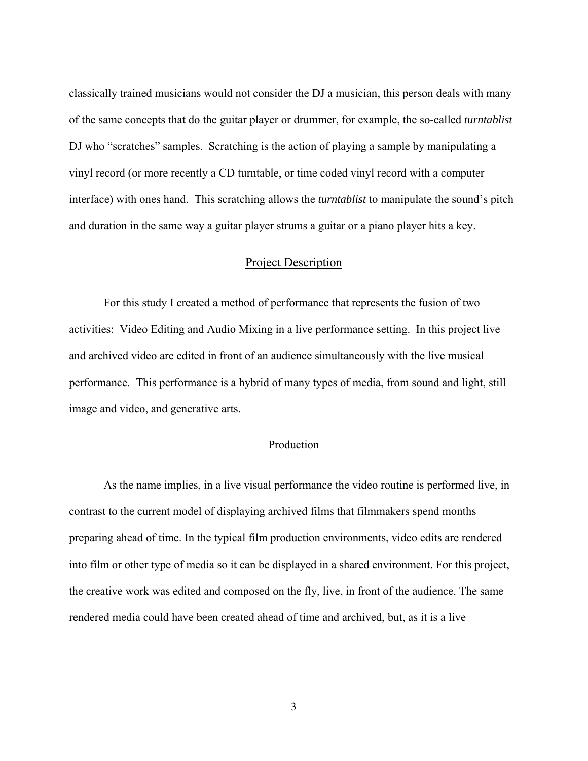classically trained musicians would not consider the DJ a musician, this person deals with many of the same concepts that do the guitar player or drummer, for example, the so-called *turntablist* DJ who "scratches" samples. Scratching is the action of playing a sample by manipulating a vinyl record (or more recently a CD turntable, or time coded vinyl record with a computer interface) with ones hand. This scratching allows the *turntablist* to manipulate the sound's pitch and duration in the same way a guitar player strums a guitar or a piano player hits a key.

## Project Description

For this study I created a method of performance that represents the fusion of two activities: Video Editing and Audio Mixing in a live performance setting. In this project live and archived video are edited in front of an audience simultaneously with the live musical performance. This performance is a hybrid of many types of media, from sound and light, still image and video, and generative arts.

### Production

As the name implies, in a live visual performance the video routine is performed live, in contrast to the current model of displaying archived films that filmmakers spend months preparing ahead of time. In the typical film production environments, video edits are rendered into film or other type of media so it can be displayed in a shared environment. For this project, the creative work was edited and composed on the fly, live, in front of the audience. The same rendered media could have been created ahead of time and archived, but, as it is a live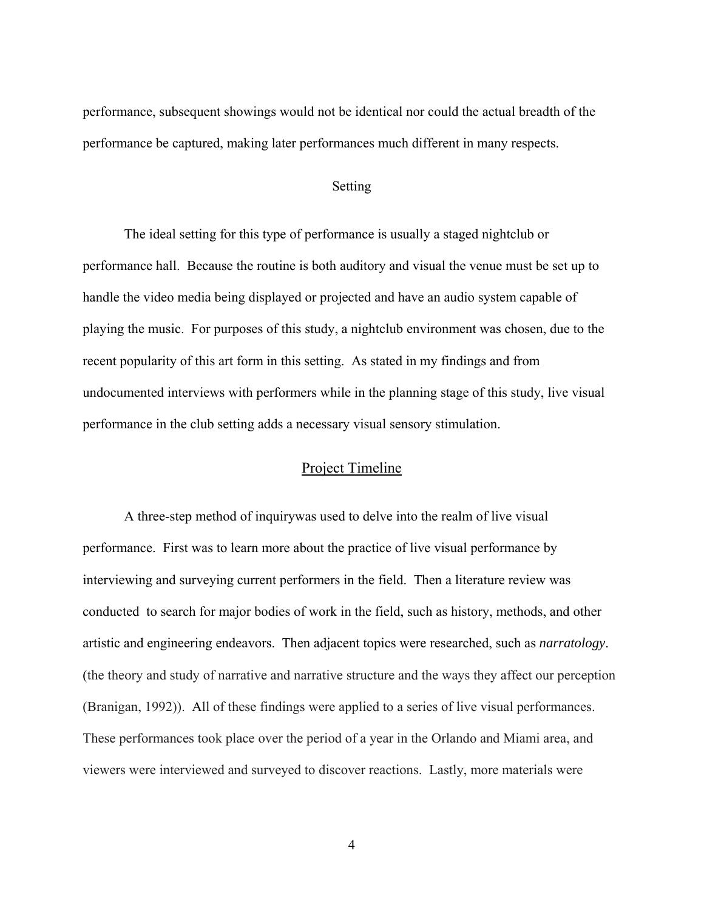performance, subsequent showings would not be identical nor could the actual breadth of the performance be captured, making later performances much different in many respects.

### Setting

The ideal setting for this type of performance is usually a staged nightclub or performance hall. Because the routine is both auditory and visual the venue must be set up to handle the video media being displayed or projected and have an audio system capable of playing the music. For purposes of this study, a nightclub environment was chosen, due to the recent popularity of this art form in this setting. As stated in my findings and from undocumented interviews with performers while in the planning stage of this study, live visual performance in the club setting adds a necessary visual sensory stimulation.

## Project Timeline

A three-step method of inquirywas used to delve into the realm of live visual performance. First was to learn more about the practice of live visual performance by interviewing and surveying current performers in the field. Then a literature review was conducted to search for major bodies of work in the field, such as history, methods, and other artistic and engineering endeavors. Then adjacent topics were researched, such as *narratology*. (the theory and study of narrative and narrative structure and the ways they affect our perception (Branigan, 1992)). All of these findings were applied to a series of live visual performances. These performances took place over the period of a year in the Orlando and Miami area, and viewers were interviewed and surveyed to discover reactions. Lastly, more materials were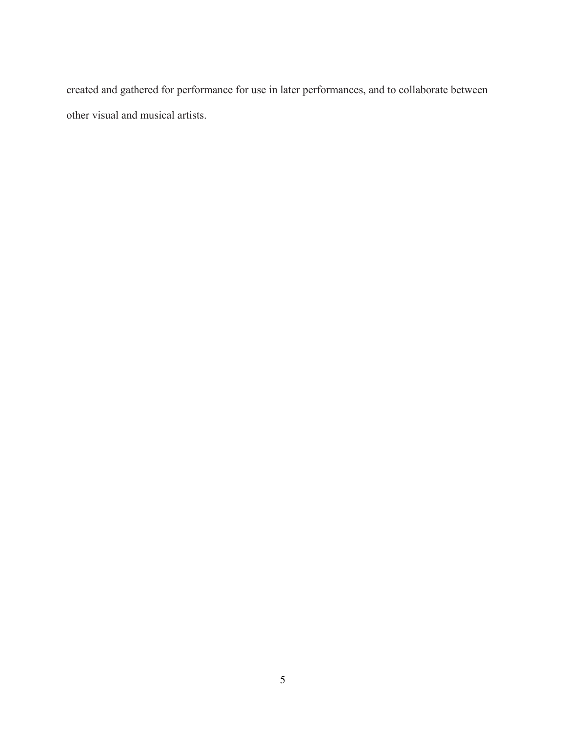created and gathered for performance for use in later performances, and to collaborate between other visual and musical artists.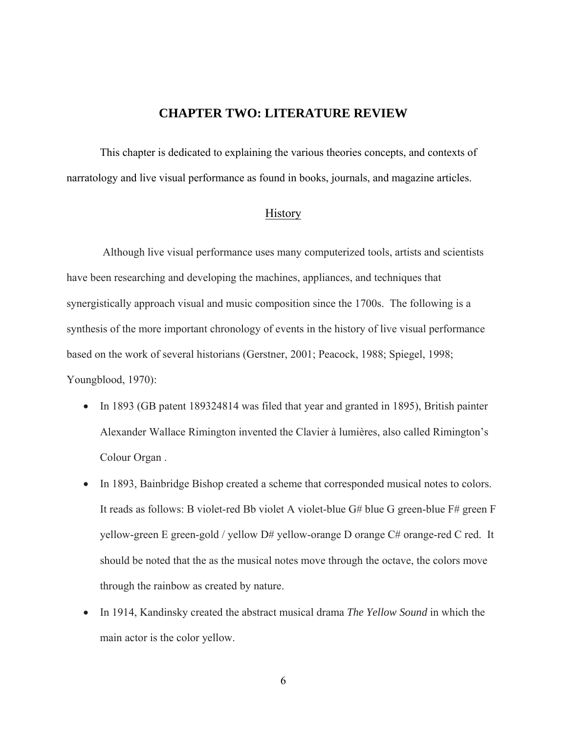# CHAPTER TWO: LITERATURE REVIEW

This chapter is dedicated to explaining the various theories concepts, and contexts of narratology and live visual performance as found in books, journals, and magazine articles.

## History

Although live visual performance uses many computerized tools, artists and scientists have been researching and developing the machines, appliances, and techniques that synergistically approach visual and music composition since the 1700s. The following is a synthesis of the more important chronology of events in the history of live visual performance based on the work of several historians (Gerstner, 2001; Peacock, 1988; Spiegel, 1998; Youngblood, 1970):

- In 1893 (GB patent 189324814 was filed that year and granted in 1895), British painter Alexander Wallace Rimington invented the Clavier à lumières, also called Rimington's Colour Organ .
- In 1893, Bainbridge Bishop created a scheme that corresponded musical notes to colors. It reads as follows: B violet-red Bb violet A violet-blue G# blue G green-blue F# green F yellow-green E green-gold / yellow D# yellow-orange D orange C# orange-red C red. It should be noted that the as the musical notes move through the octave, the colors move through the rainbow as created by nature.
- In 1914, Kandinsky created the abstract musical drama *The Yellow Sound* in which the main actor is the color yellow.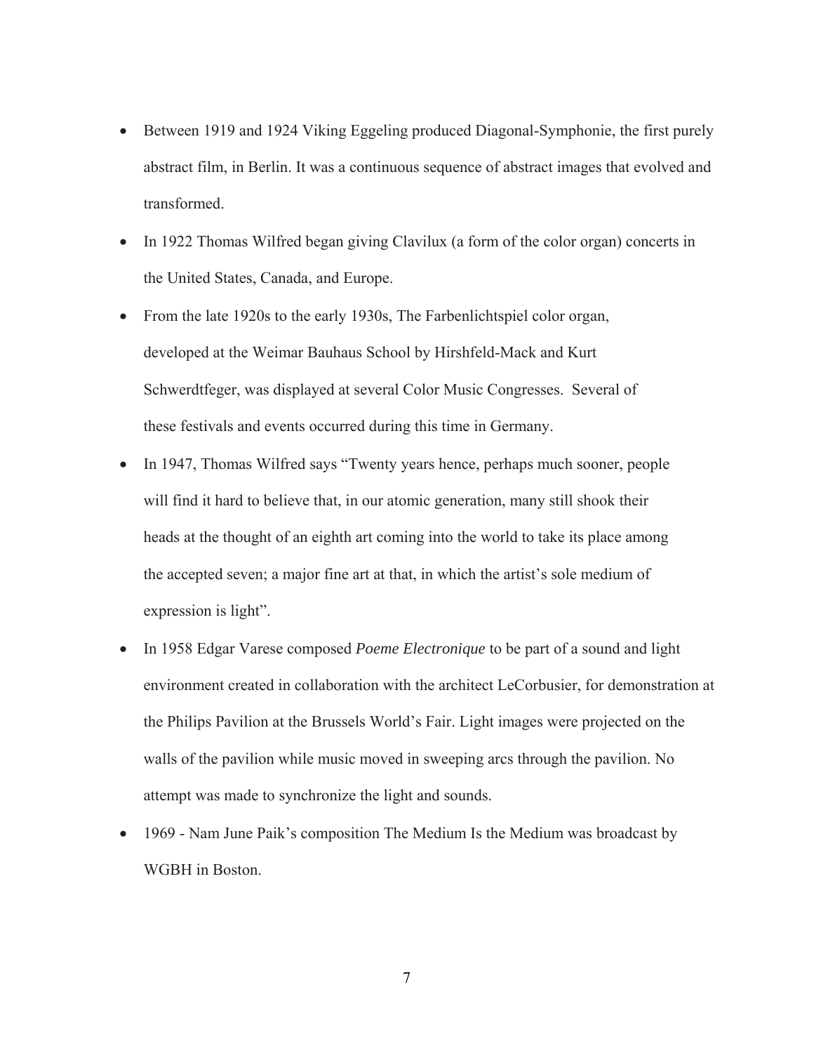- Between 1919 and 1924 Viking Eggeling produced Diagonal-Symphonie, the first purely abstract film, in Berlin. It was a continuous sequence of abstract images that evolved and transformed.
- In 1922 Thomas Wilfred began giving Clavilux (a form of the color organ) concerts in the United States, Canada, and Europe.
- From the late 1920s to the early 1930s, The Farbenlichtspiel color organ, developed at the Weimar Bauhaus School by Hirshfeld-Mack and Kurt Schwerdtfeger, was displayed at several Color Music Congresses. Several of these festivals and events occurred during this time in Germany.
- In 1947, Thomas Wilfred says "Twenty years hence, perhaps much sooner, people will find it hard to believe that, in our atomic generation, many still shook their heads at the thought of an eighth art coming into the world to take its place among the accepted seven; a major fine art at that, in which the artist's sole medium of expression is light".
- In 1958 Edgar Varese composed *Poeme Electronique* to be part of a sound and light environment created in collaboration with the architect LeCorbusier, for demonstration at the Philips Pavilion at the Brussels World's Fair. Light images were projected on the walls of the pavilion while music moved in sweeping arcs through the pavilion. No attempt was made to synchronize the light and sounds.
- 1969 - Nam June Paik's composition The Medium Is the Medium was broadcast by WGBH in Boston.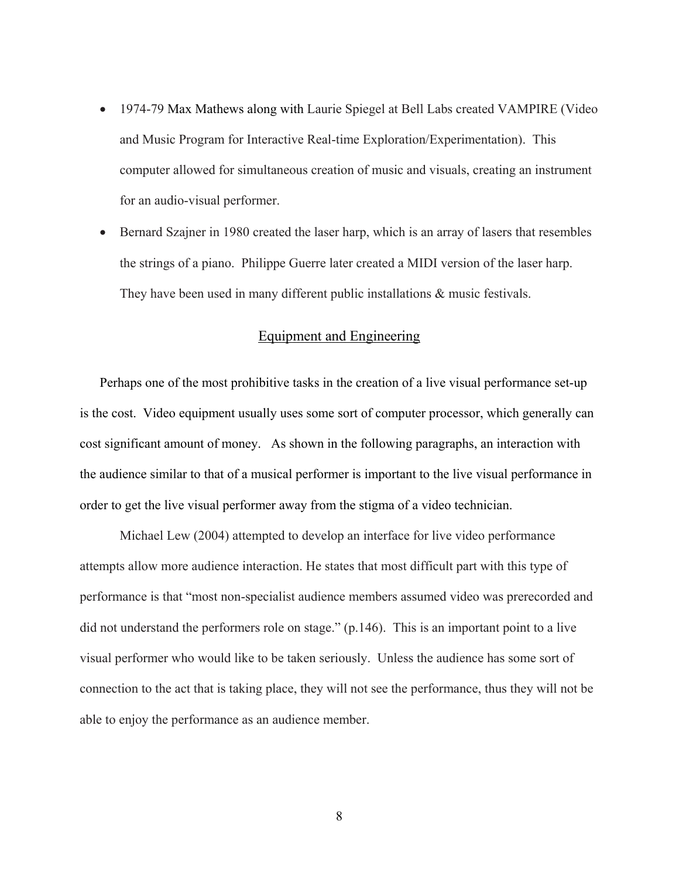- 1974-79 Max Mathews along with Laurie Spiegel at Bell Labs created VAMPIRE (Video and Music Program for Interactive Real-time Exploration/Experimentation). This computer allowed for simultaneous creation of music and visuals, creating an instrument for an audio-visual performer.
- Bernard Szajner in 1980 created the laser harp, which is an array of lasers that resembles the strings of a piano. Philippe Guerre later created a MIDI version of the laser harp. They have been used in many different public installations & music festivals.

## Equipment and Engineering

Perhaps one of the most prohibitive tasks in the creation of a live visual performance set-up is the cost. Video equipment usually uses some sort of computer processor, which generally can cost significant amount of money. As shown in the following paragraphs, an interaction with the audience similar to that of a musical performer is important to the live visual performance in order to get the live visual performer away from the stigma of a video technician.

Michael Lew (2004) attempted to develop an interface for live video performance attempts allow more audience interaction. He states that most difficult part with this type of performance is that "most non-specialist audience members assumed video was prerecorded and did not understand the performers role on stage." (p.146). This is an important point to a live visual performer who would like to be taken seriously. Unless the audience has some sort of connection to the act that is taking place, they will not see the performance, thus they will not be able to enjoy the performance as an audience member.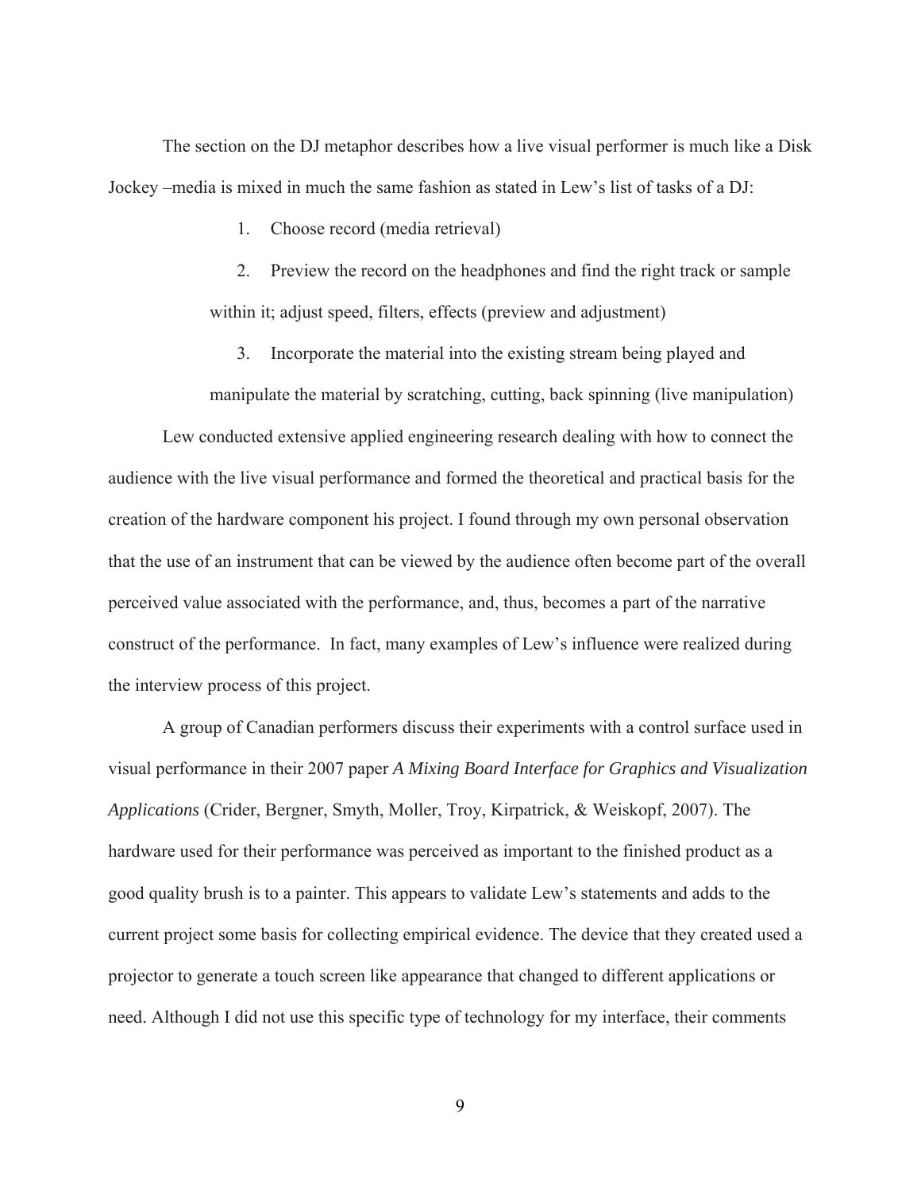The section on the DJ metaphor describes how a live visual performer is much like a Disk Jockey –media is mixed in much the same fashion as stated in Lew's list of tasks of a DJ:

1. Choose record (media retrieval)
2. Preview the record on the headphones and find the right track or sample within it; adjust speed, filters, effects (preview and adjustment)
3. Incorporate the material into the existing stream being played and manipulate the material by scratching, cutting, back spinning (live manipulation)

Lew conducted extensive applied engineering research dealing with how to connect the audience with the live visual performance and formed the theoretical and practical basis for the creation of the hardware component his project. I found through my own personal observation that the use of an instrument that can be viewed by the audience often become part of the overall perceived value associated with the performance, and, thus, becomes a part of the narrative construct of the performance. In fact, many examples of Lew's influence were realized during the interview process of this project.

A group of Canadian performers discuss their experiments with a control surface used in visual performance in their 2007 paper *A Mixing Board Interface for Graphics and Visualization Applications* (Crider, Bergner, Smyth, Moller, Troy, Kirpatrick, & Weiskopf, 2007). The hardware used for their performance was perceived as important to the finished product as a good quality brush is to a painter. This appears to validate Lew's statements and adds to the current project some basis for collecting empirical evidence. The device that they created used a projector to generate a touch screen like appearance that changed to different applications or need. Although I did not use this specific type of technology for my interface, their comments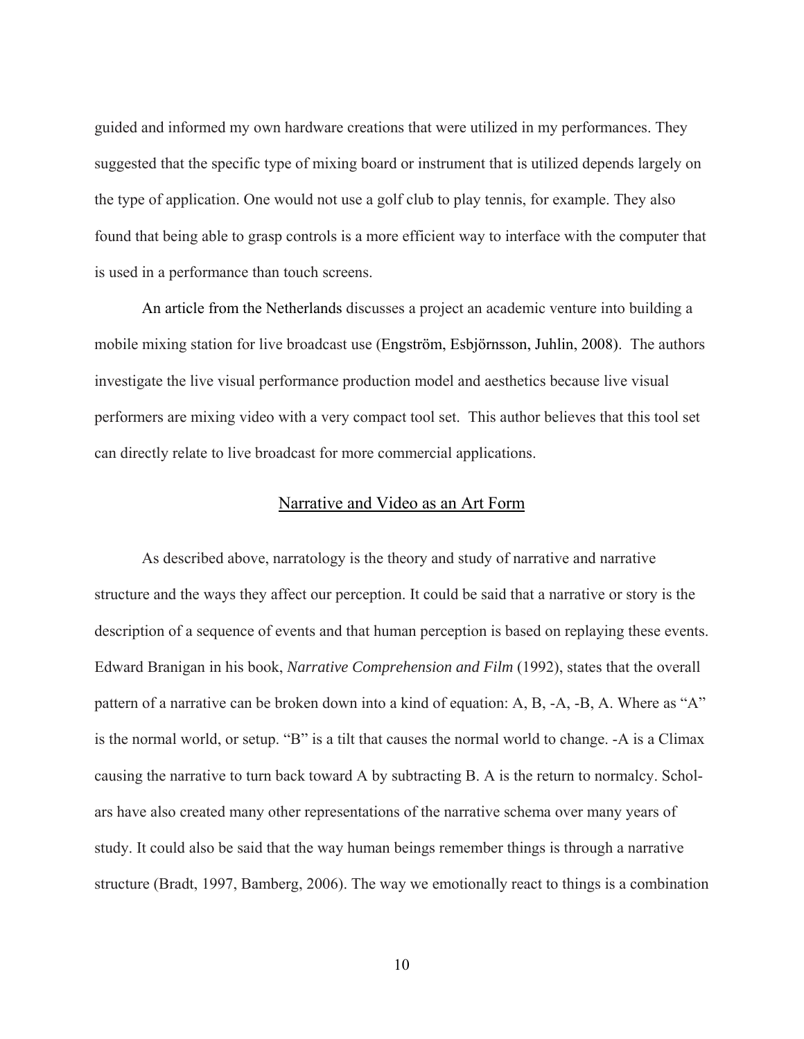guided and informed my own hardware creations that were utilized in my performances. They suggested that the specific type of mixing board or instrument that is utilized depends largely on the type of application. One would not use a golf club to play tennis, for example. They also found that being able to grasp controls is a more efficient way to interface with the computer that is used in a performance than touch screens.

An article from the Netherlands discusses a project an academic venture into building a mobile mixing station for live broadcast use (Engström, Esbjörnsson, Juhlin, 2008). The authors investigate the live visual performance production model and aesthetics because live visual performers are mixing video with a very compact tool set. This author believes that this tool set can directly relate to live broadcast for more commercial applications.

## Narrative and Video as an Art Form

As described above, narratology is the theory and study of narrative and narrative structure and the ways they affect our perception. It could be said that a narrative or story is the description of a sequence of events and that human perception is based on replaying these events. Edward Branigan in his book, *Narrative Comprehension and Film* (1992), states that the overall pattern of a narrative can be broken down into a kind of equation: A, B, -A, -B, A. Where as "A" is the normal world, or setup. "B" is a tilt that causes the normal world to change. -A is a Climax causing the narrative to turn back toward A by subtracting B. A is the return to normalcy. Scholars have also created many other representations of the narrative schema over many years of study. It could also be said that the way human beings remember things is through a narrative structure (Bradt, 1997, Bamberg, 2006). The way we emotionally react to things is a combination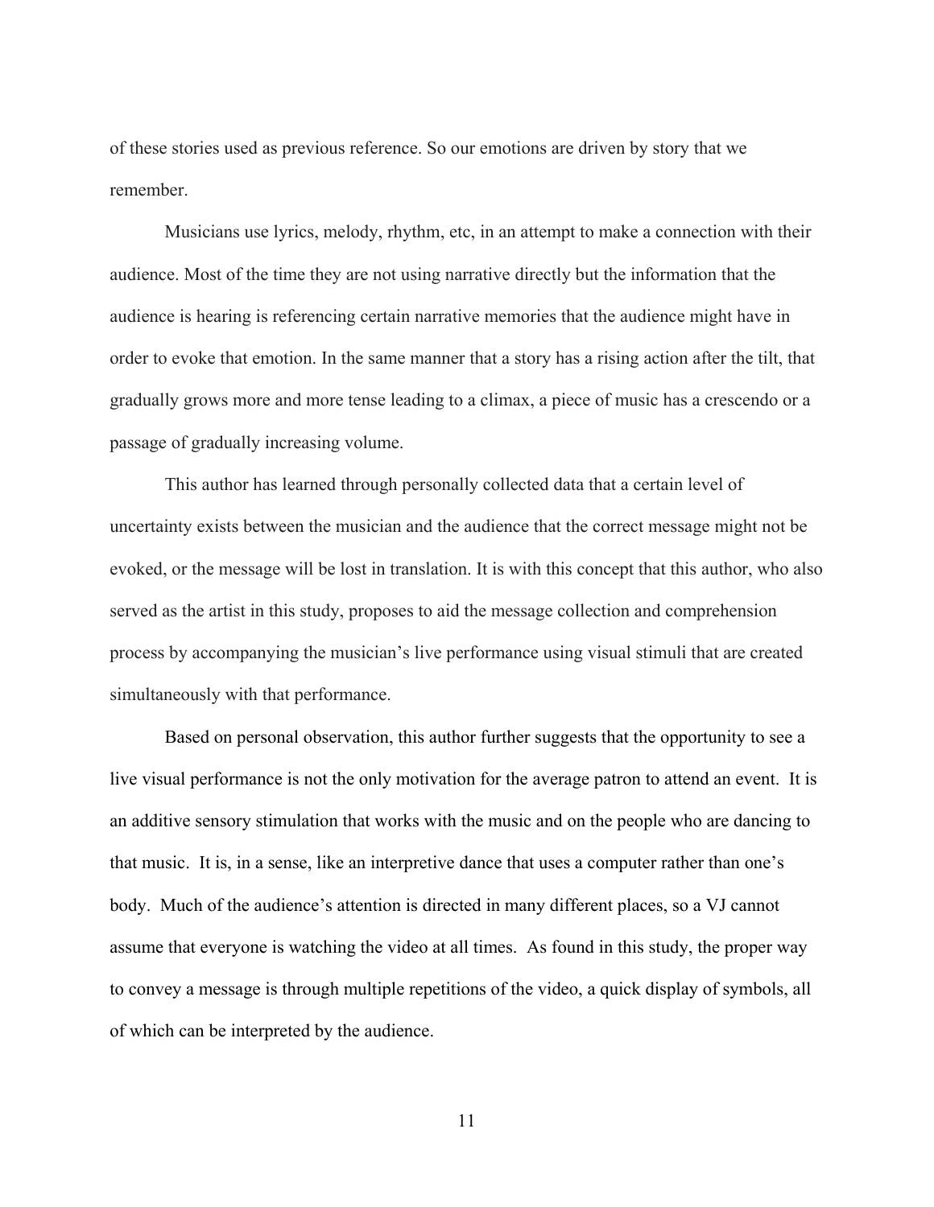of these stories used as previous reference. So our emotions are driven by story that we remember.

Musicians use lyrics, melody, rhythm, etc, in an attempt to make a connection with their audience. Most of the time they are not using narrative directly but the information that the audience is hearing is referencing certain narrative memories that the audience might have in order to evoke that emotion. In the same manner that a story has a rising action after the tilt, that gradually grows more and more tense leading to a climax, a piece of music has a crescendo or a passage of gradually increasing volume.

This author has learned through personally collected data that a certain level of uncertainty exists between the musician and the audience that the correct message might not be evoked, or the message will be lost in translation. It is with this concept that this author, who also served as the artist in this study, proposes to aid the message collection and comprehension process by accompanying the musician's live performance using visual stimuli that are created simultaneously with that performance.

Based on personal observation, this author further suggests that the opportunity to see a live visual performance is not the only motivation for the average patron to attend an event. It is an additive sensory stimulation that works with the music and on the people who are dancing to that music. It is, in a sense, like an interpretive dance that uses a computer rather than one's body. Much of the audience's attention is directed in many different places, so a VJ cannot assume that everyone is watching the video at all times. As found in this study, the proper way to convey a message is through multiple repetitions of the video, a quick display of symbols, all of which can be interpreted by the audience.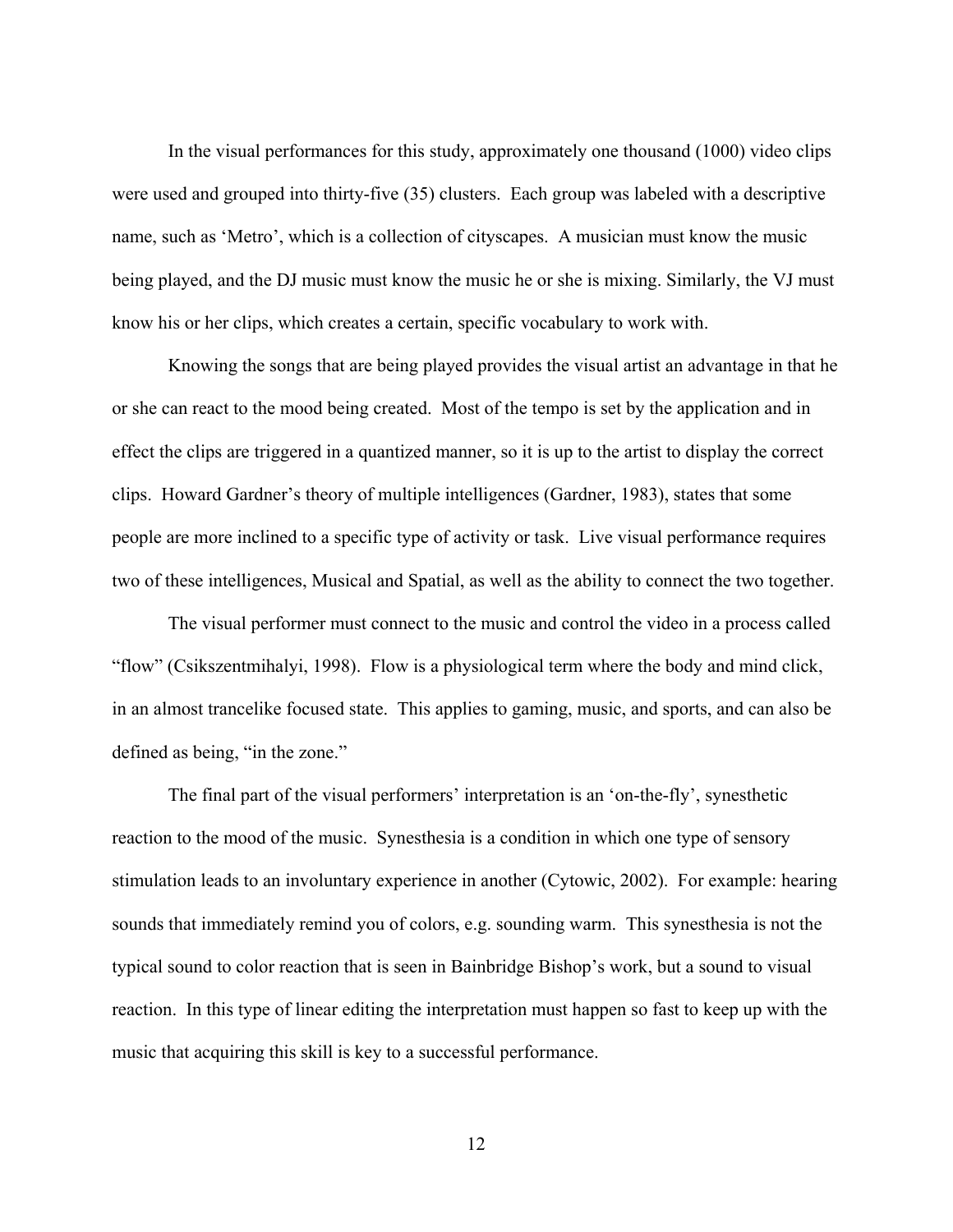In the visual performances for this study, approximately one thousand (1000) video clips were used and grouped into thirty-five (35) clusters. Each group was labeled with a descriptive name, such as 'Metro', which is a collection of cityscapes. A musician must know the music being played, and the DJ music must know the music he or she is mixing. Similarly, the VJ must know his or her clips, which creates a certain, specific vocabulary to work with.

Knowing the songs that are being played provides the visual artist an advantage in that he or she can react to the mood being created. Most of the tempo is set by the application and in effect the clips are triggered in a quantized manner, so it is up to the artist to display the correct clips. Howard Gardner's theory of multiple intelligences (Gardner, 1983), states that some people are more inclined to a specific type of activity or task. Live visual performance requires two of these intelligences, Musical and Spatial, as well as the ability to connect the two together.

The visual performer must connect to the music and control the video in a process called "flow" (Csikszentmihalyi, 1998). Flow is a physiological term where the body and mind click, in an almost trancelike focused state. This applies to gaming, music, and sports, and can also be defined as being, "in the zone."

The final part of the visual performers' interpretation is an 'on-the-fly', synesthetic reaction to the mood of the music. Synesthesia is a condition in which one type of sensory stimulation leads to an involuntary experience in another (Cytowic, 2002). For example: hearing sounds that immediately remind you of colors, e.g. sounding warm. This synesthesia is not the typical sound to color reaction that is seen in Bainbridge Bishop's work, but a sound to visual reaction. In this type of linear editing the interpretation must happen so fast to keep up with the music that acquiring this skill is key to a successful performance.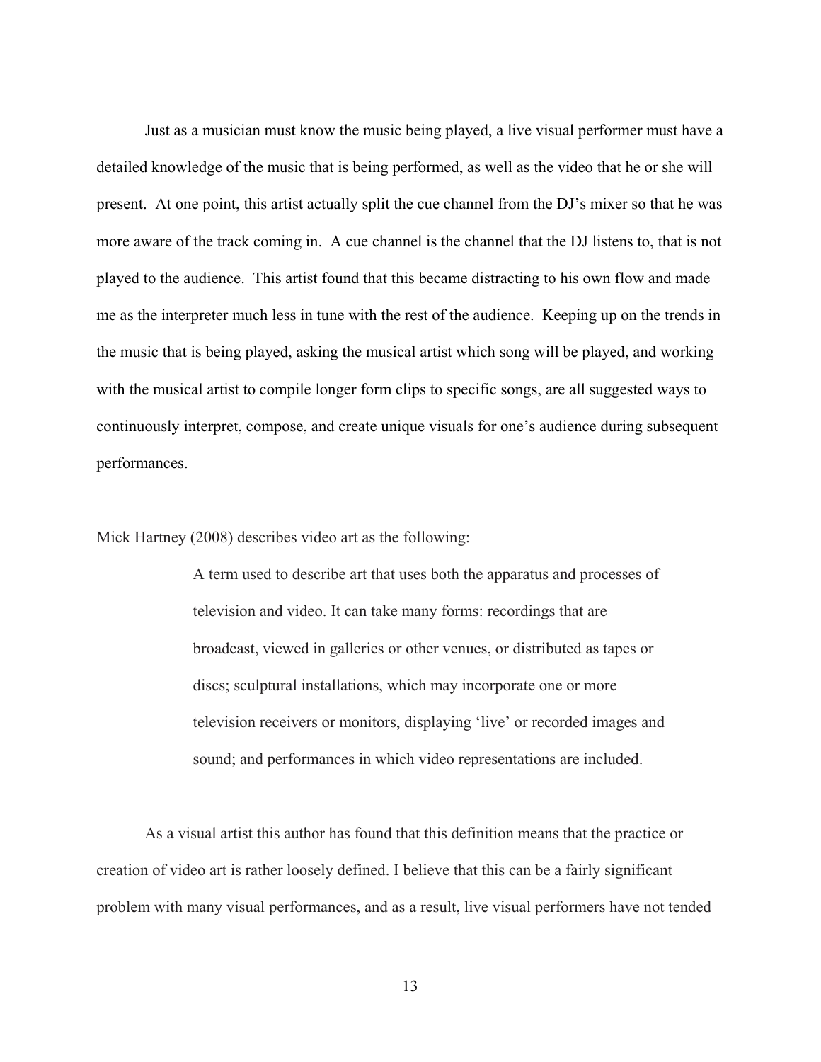Just as a musician must know the music being played, a live visual performer must have a detailed knowledge of the music that is being performed, as well as the video that he or she will present. At one point, this artist actually split the cue channel from the DJ's mixer so that he was more aware of the track coming in. A cue channel is the channel that the DJ listens to, that is not played to the audience. This artist found that this became distracting to his own flow and made me as the interpreter much less in tune with the rest of the audience. Keeping up on the trends in the music that is being played, asking the musical artist which song will be played, and working with the musical artist to compile longer form clips to specific songs, are all suggested ways to continuously interpret, compose, and create unique visuals for one's audience during subsequent performances.

Mick Hartney (2008) describes video art as the following:

> A term used to describe art that uses both the apparatus and processes of television and video. It can take many forms: recordings that are broadcast, viewed in galleries or other venues, or distributed as tapes or discs; sculptural installations, which may incorporate one or more television receivers or monitors, displaying 'live' or recorded images and sound; and performances in which video representations are included.

As a visual artist this author has found that this definition means that the practice or creation of video art is rather loosely defined. I believe that this can be a fairly significant problem with many visual performances, and as a result, live visual performers have not tended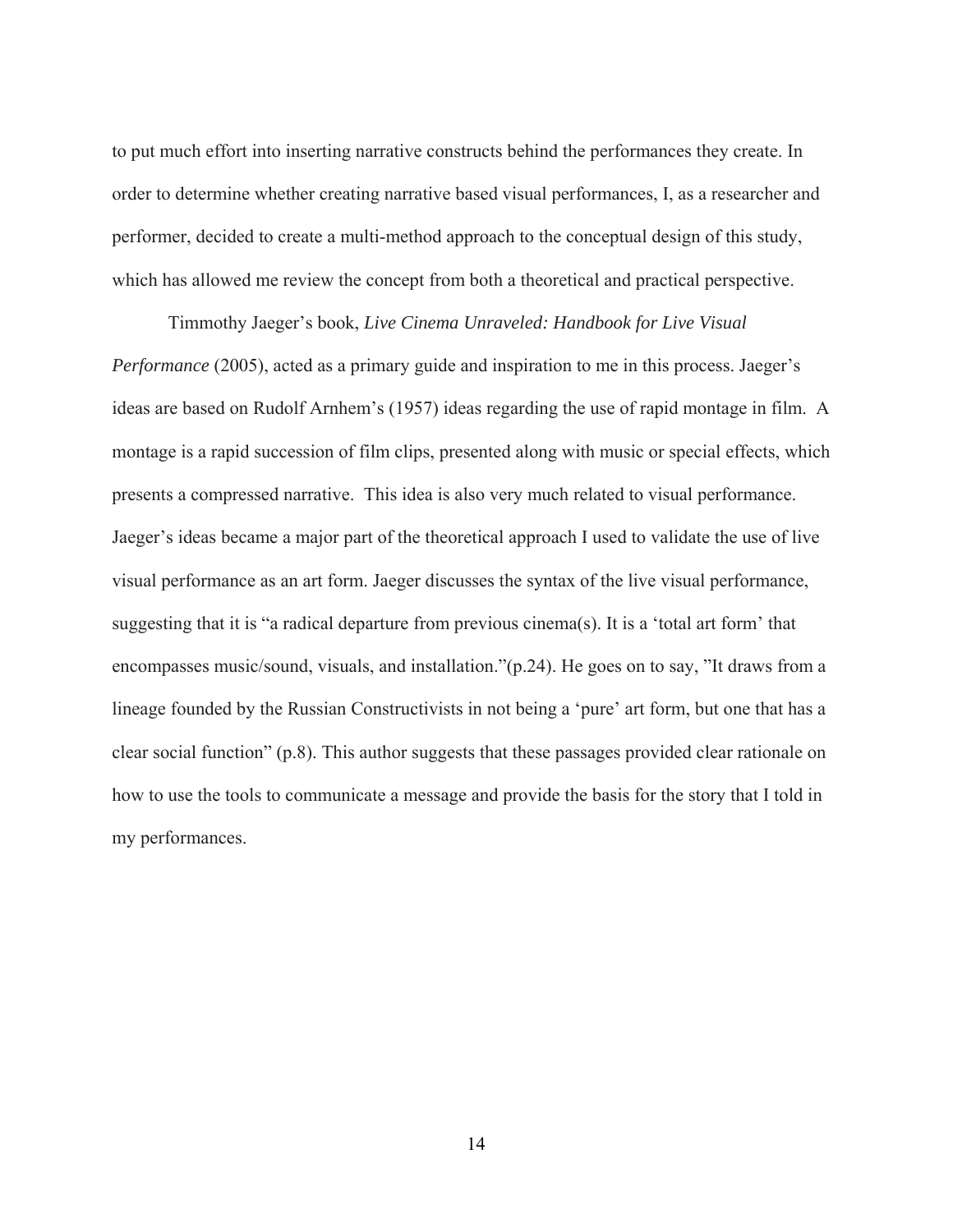to put much effort into inserting narrative constructs behind the performances they create. In order to determine whether creating narrative based visual performances, I, as a researcher and performer, decided to create a multi-method approach to the conceptual design of this study, which has allowed me review the concept from both a theoretical and practical perspective.

Timmothy Jaeger's book, *Live Cinema Unraveled: Handbook for Live Visual Performance* (2005), acted as a primary guide and inspiration to me in this process. Jaeger's ideas are based on Rudolf Arnhem's (1957) ideas regarding the use of rapid montage in film. A montage is a rapid succession of film clips, presented along with music or special effects, which presents a compressed narrative. This idea is also very much related to visual performance. Jaeger's ideas became a major part of the theoretical approach I used to validate the use of live visual performance as an art form. Jaeger discusses the syntax of the live visual performance, suggesting that it is "a radical departure from previous cinema(s). It is a 'total art form' that encompasses music/sound, visuals, and installation."(p.24). He goes on to say, "It draws from a lineage founded by the Russian Constructivists in not being a 'pure' art form, but one that has a clear social function" (p.8). This author suggests that these passages provided clear rationale on how to use the tools to communicate a message and provide the basis for the story that I told in my performances.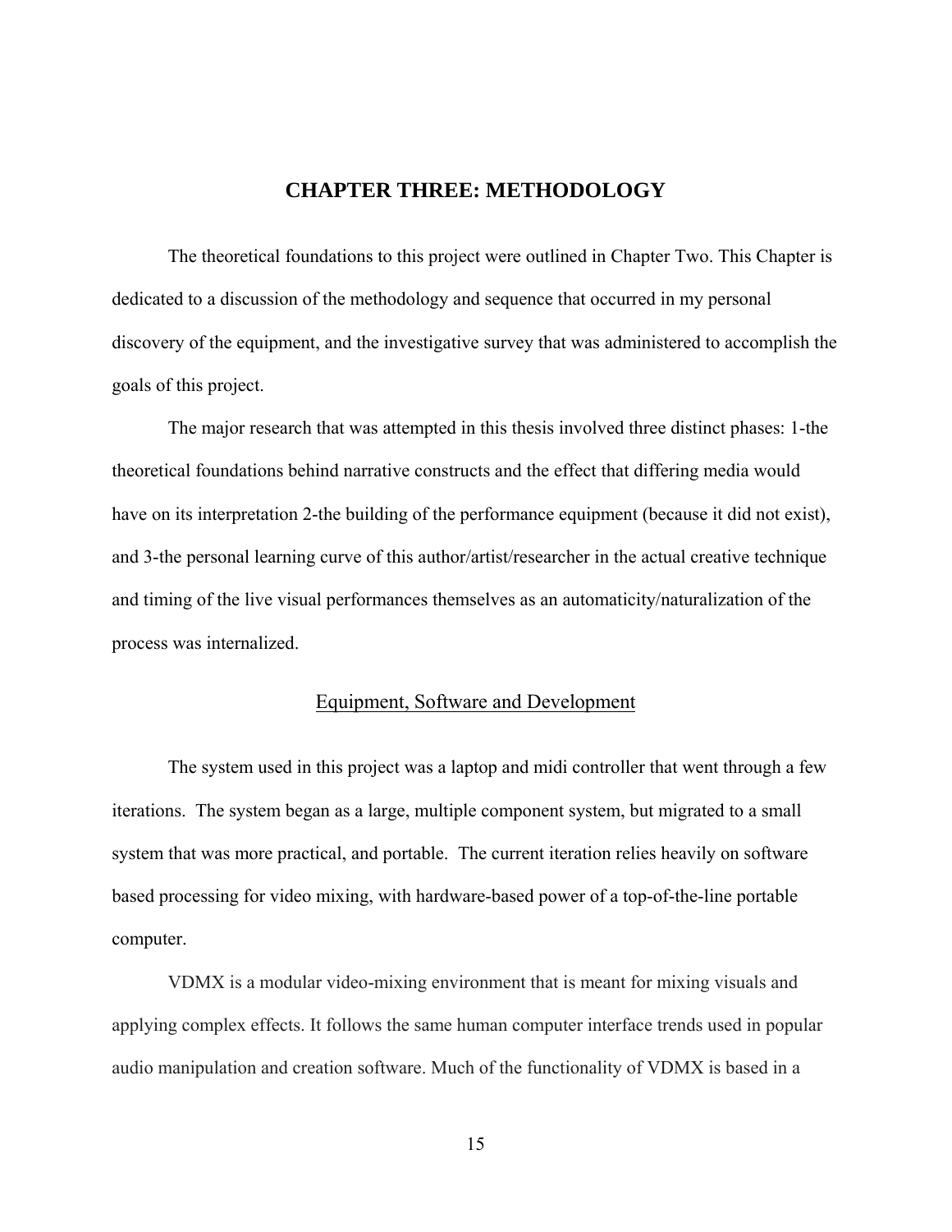# CHAPTER THREE: METHODOLOGY

The theoretical foundations to this project were outlined in Chapter Two. This Chapter is dedicated to a discussion of the methodology and sequence that occurred in my personal discovery of the equipment, and the investigative survey that was administered to accomplish the goals of this project.

The major research that was attempted in this thesis involved three distinct phases: 1-the theoretical foundations behind narrative constructs and the effect that differing media would have on its interpretation 2-the building of the performance equipment (because it did not exist), and 3-the personal learning curve of this author/artist/researcher in the actual creative technique and timing of the live visual performances themselves as an automaticity/naturalization of the process was internalized.

## Equipment, Software and Development

The system used in this project was a laptop and midi controller that went through a few iterations. The system began as a large, multiple component system, but migrated to a small system that was more practical, and portable. The current iteration relies heavily on software based processing for video mixing, with hardware-based power of a top-of-the-line portable computer.

VDMX is a modular video-mixing environment that is meant for mixing visuals and applying complex effects. It follows the same human computer interface trends used in popular audio manipulation and creation software. Much of the functionality of VDMX is based in a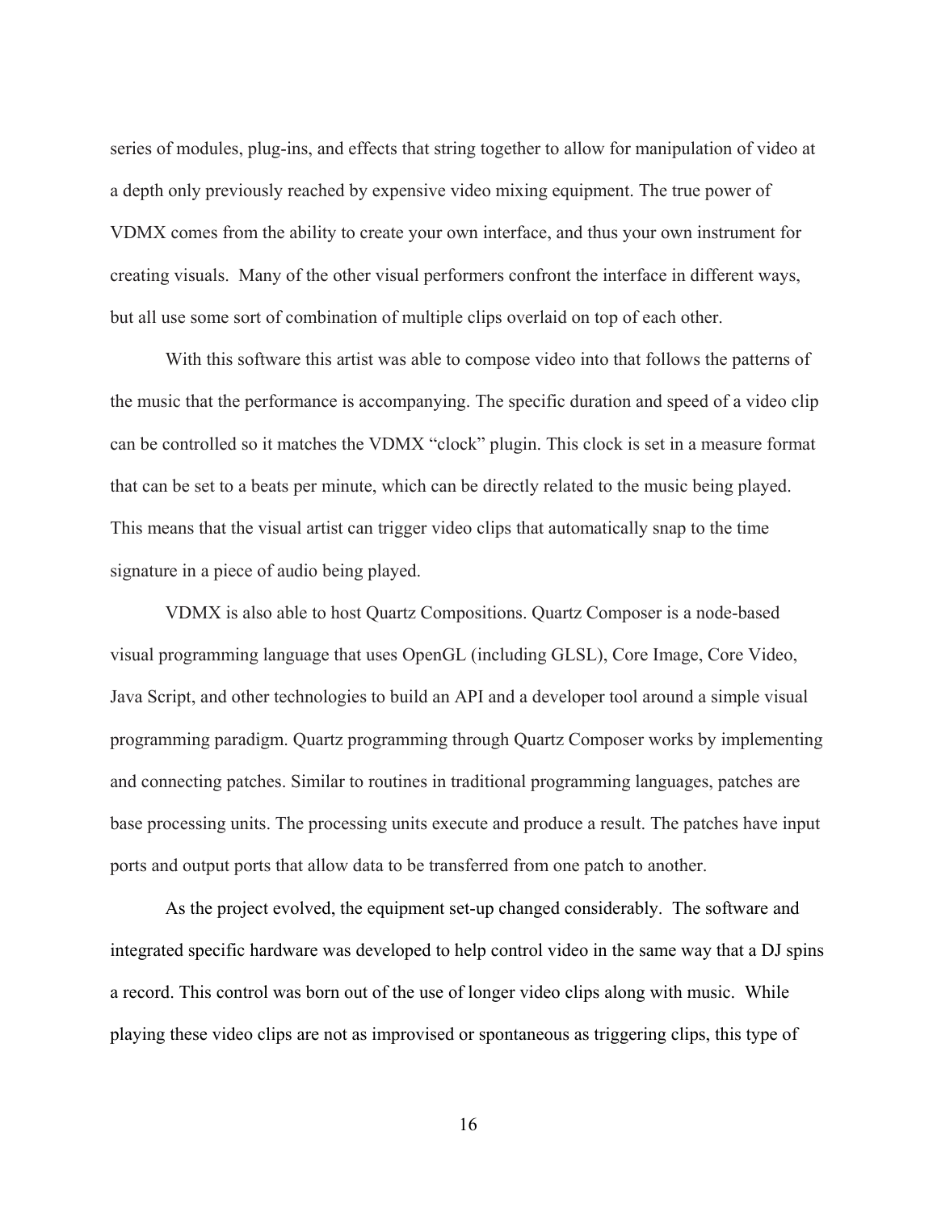series of modules, plug-ins, and effects that string together to allow for manipulation of video at a depth only previously reached by expensive video mixing equipment. The true power of VDMX comes from the ability to create your own interface, and thus your own instrument for creating visuals. Many of the other visual performers confront the interface in different ways, but all use some sort of combination of multiple clips overlaid on top of each other.

With this software this artist was able to compose video into that follows the patterns of the music that the performance is accompanying. The specific duration and speed of a video clip can be controlled so it matches the VDMX "clock" plugin. This clock is set in a measure format that can be set to a beats per minute, which can be directly related to the music being played. This means that the visual artist can trigger video clips that automatically snap to the time signature in a piece of audio being played.

VDMX is also able to host Quartz Compositions. Quartz Composer is a node-based visual programming language that uses OpenGL (including GLSL), Core Image, Core Video, Java Script, and other technologies to build an API and a developer tool around a simple visual programming paradigm. Quartz programming through Quartz Composer works by implementing and connecting patches. Similar to routines in traditional programming languages, patches are base processing units. The processing units execute and produce a result. The patches have input ports and output ports that allow data to be transferred from one patch to another.

As the project evolved, the equipment set-up changed considerably. The software and integrated specific hardware was developed to help control video in the same way that a DJ spins a record. This control was born out of the use of longer video clips along with music. While playing these video clips are not as improvised or spontaneous as triggering clips, this type of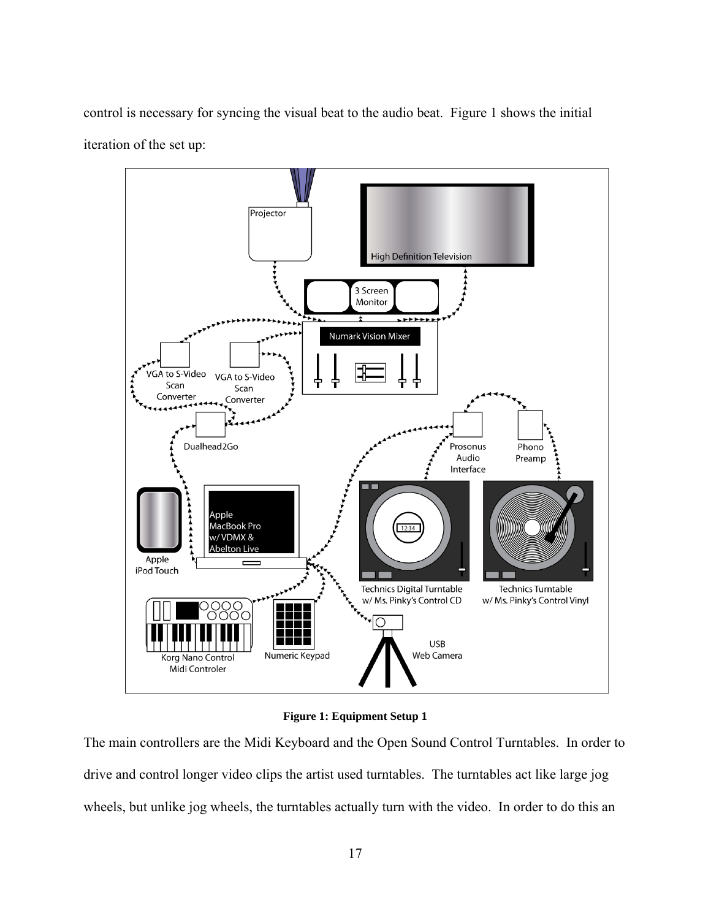control is necessary for syncing the visual beat to the audio beat. Figure 1 shows the initial iteration of the set up:

**Figure 1: Equipment Setup 1**

The main controllers are the Midi Keyboard and the Open Sound Control Turntables. In order to drive and control longer video clips the artist used turntables. The turntables act like large jog wheels, but unlike jog wheels, the turntables actually turn with the video. In order to do this an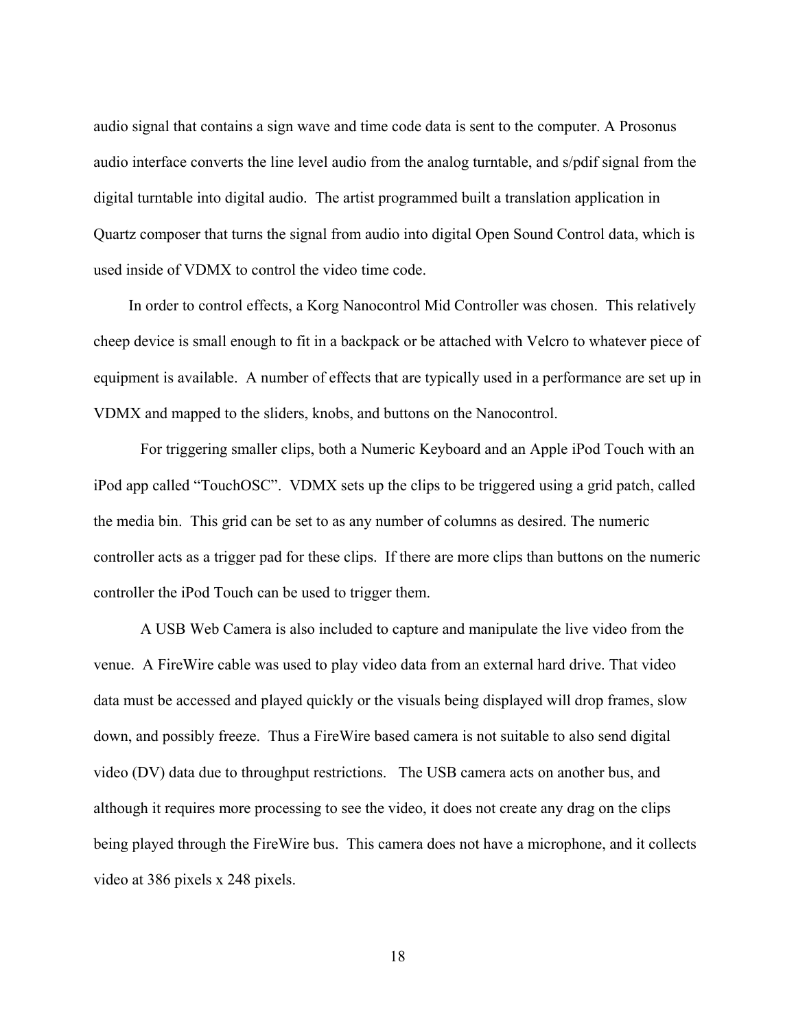audio signal that contains a sign wave and time code data is sent to the computer. A Prosonus audio interface converts the line level audio from the analog turntable, and s/pdif signal from the digital turntable into digital audio. The artist programmed built a translation application in Quartz composer that turns the signal from audio into digital Open Sound Control data, which is used inside of VDMX to control the video time code.

In order to control effects, a Korg Nanocontrol Mid Controller was chosen. This relatively cheep device is small enough to fit in a backpack or be attached with Velcro to whatever piece of equipment is available. A number of effects that are typically used in a performance are set up in VDMX and mapped to the sliders, knobs, and buttons on the Nanocontrol.

For triggering smaller clips, both a Numeric Keyboard and an Apple iPod Touch with an iPod app called "TouchOSC". VDMX sets up the clips to be triggered using a grid patch, called the media bin. This grid can be set to as any number of columns as desired. The numeric controller acts as a trigger pad for these clips. If there are more clips than buttons on the numeric controller the iPod Touch can be used to trigger them.

A USB Web Camera is also included to capture and manipulate the live video from the venue. A FireWire cable was used to play video data from an external hard drive. That video data must be accessed and played quickly or the visuals being displayed will drop frames, slow down, and possibly freeze. Thus a FireWire based camera is not suitable to also send digital video (DV) data due to throughput restrictions. The USB camera acts on another bus, and although it requires more processing to see the video, it does not create any drag on the clips being played through the FireWire bus. This camera does not have a microphone, and it collects video at 386 pixels x 248 pixels.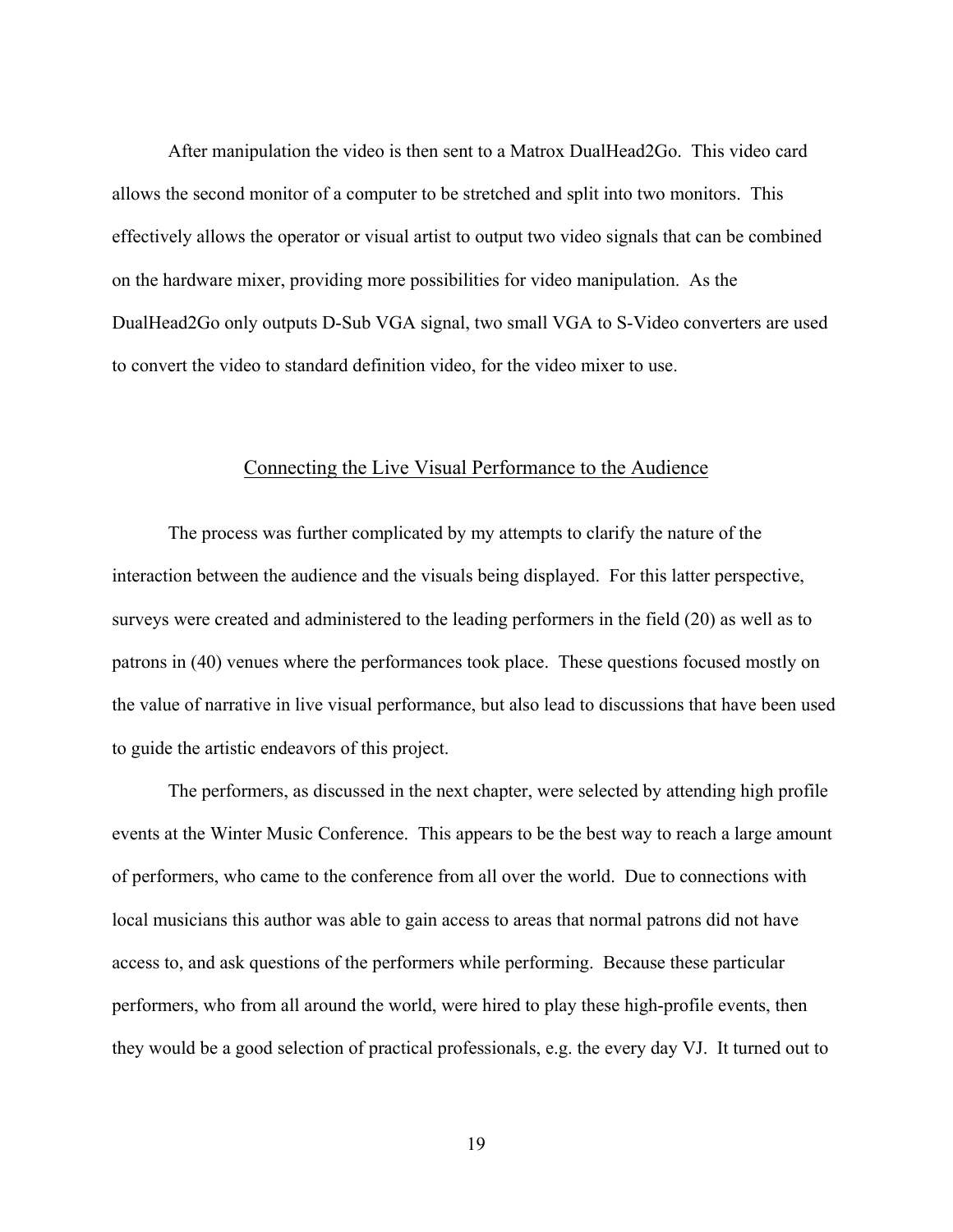After manipulation the video is then sent to a Matrox DualHead2Go.  This video card allows the second monitor of a computer to be stretched and split into two monitors.  This effectively allows the operator or visual artist to output two video signals that can be combined on the hardware mixer, providing more possibilities for video manipulation.  As the DualHead2Go only outputs D-Sub VGA signal, two small VGA to S-Video converters are used to convert the video to standard definition video, for the video mixer to use.

## Connecting the Live Visual Performance to the Audience

The process was further complicated by my attempts to clarify the nature of the interaction between the audience and the visuals being displayed.  For this latter perspective, surveys were created and administered to the leading performers in the field (20) as well as to patrons in (40) venues where the performances took place.  These questions focused mostly on the value of narrative in live visual performance, but also lead to discussions that have been used to guide the artistic endeavors of this project.

The performers, as discussed in the next chapter, were selected by attending high profile events at the Winter Music Conference.  This appears to be the best way to reach a large amount of performers, who came to the conference from all over the world.  Due to connections with local musicians this author was able to gain access to areas that normal patrons did not have access to, and ask questions of the performers while performing.  Because these particular performers, who from all around the world, were hired to play these high-profile events, then they would be a good selection of practical professionals, e.g. the every day VJ.  It turned out to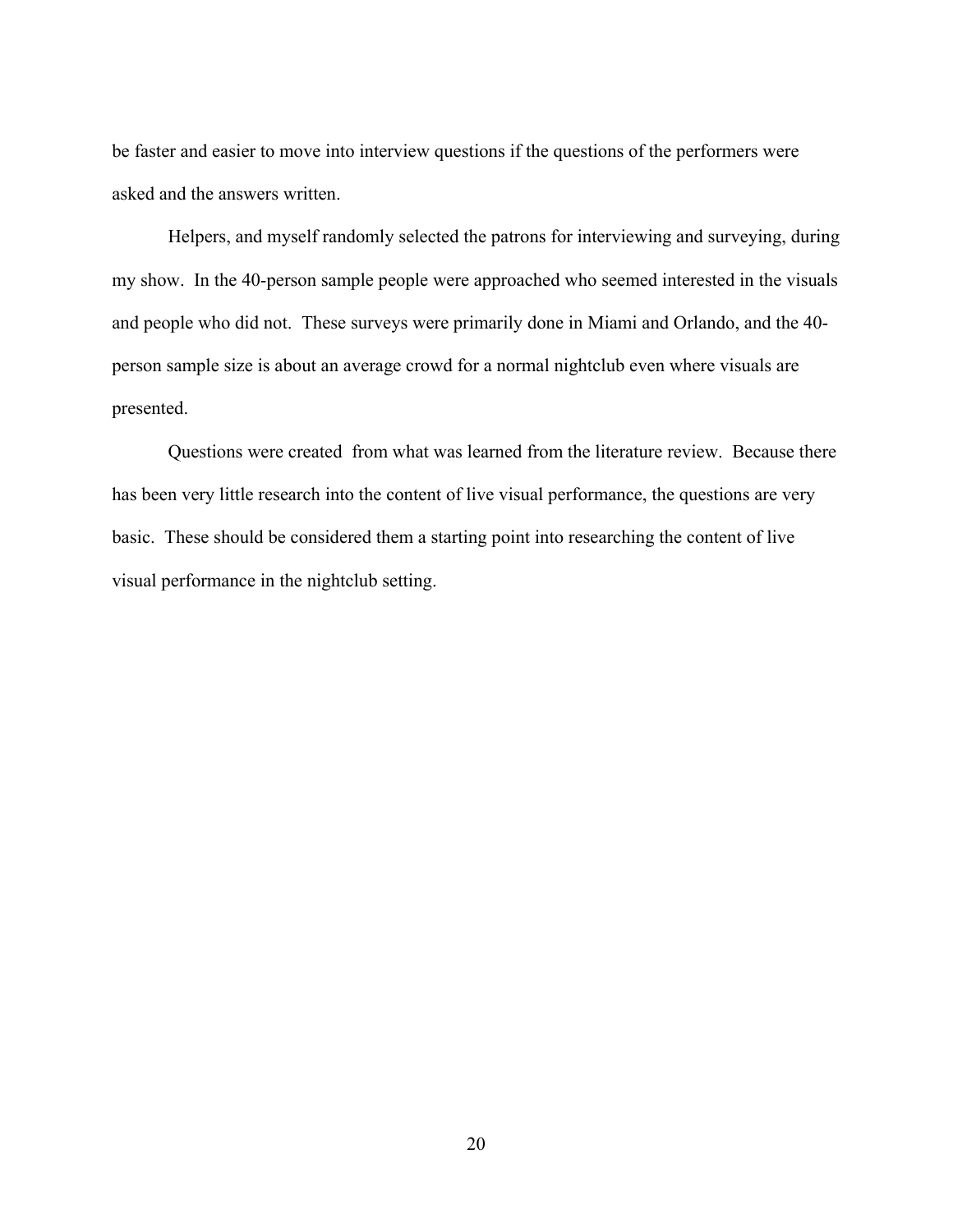be faster and easier to move into interview questions if the questions of the performers were asked and the answers written.

Helpers, and myself randomly selected the patrons for interviewing and surveying, during my show. In the 40-person sample people were approached who seemed interested in the visuals and people who did not. These surveys were primarily done in Miami and Orlando, and the 40-person sample size is about an average crowd for a normal nightclub even where visuals are presented.

Questions were created from what was learned from the literature review. Because there has been very little research into the content of live visual performance, the questions are very basic. These should be considered them a starting point into researching the content of live visual performance in the nightclub setting.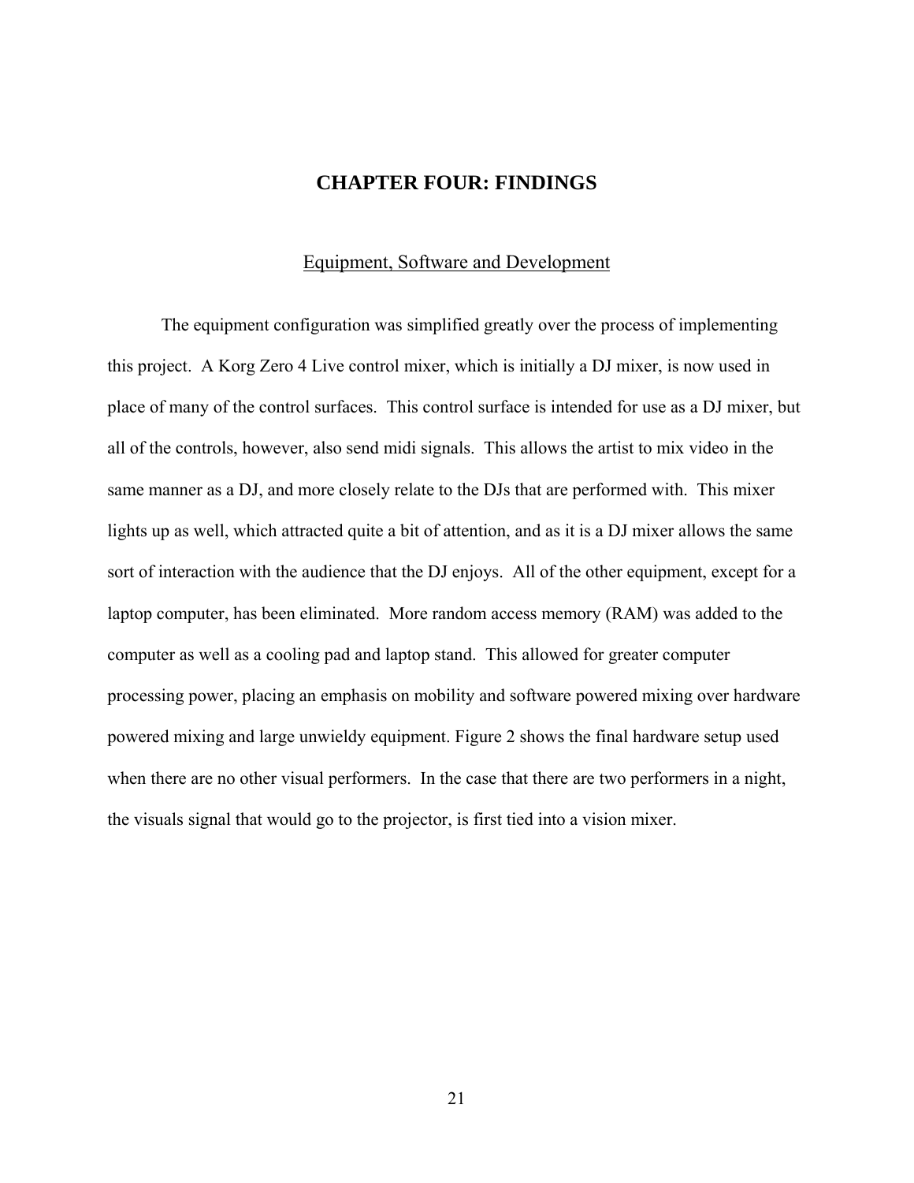# CHAPTER FOUR: FINDINGS

## Equipment, Software and Development

The equipment configuration was simplified greatly over the process of implementing this project. A Korg Zero 4 Live control mixer, which is initially a DJ mixer, is now used in place of many of the control surfaces. This control surface is intended for use as a DJ mixer, but all of the controls, however, also send midi signals. This allows the artist to mix video in the same manner as a DJ, and more closely relate to the DJs that are performed with. This mixer lights up as well, which attracted quite a bit of attention, and as it is a DJ mixer allows the same sort of interaction with the audience that the DJ enjoys. All of the other equipment, except for a laptop computer, has been eliminated. More random access memory (RAM) was added to the computer as well as a cooling pad and laptop stand. This allowed for greater computer processing power, placing an emphasis on mobility and software powered mixing over hardware powered mixing and large unwieldy equipment. Figure 2 shows the final hardware setup used when there are no other visual performers. In the case that there are two performers in a night, the visuals signal that would go to the projector, is first tied into a vision mixer.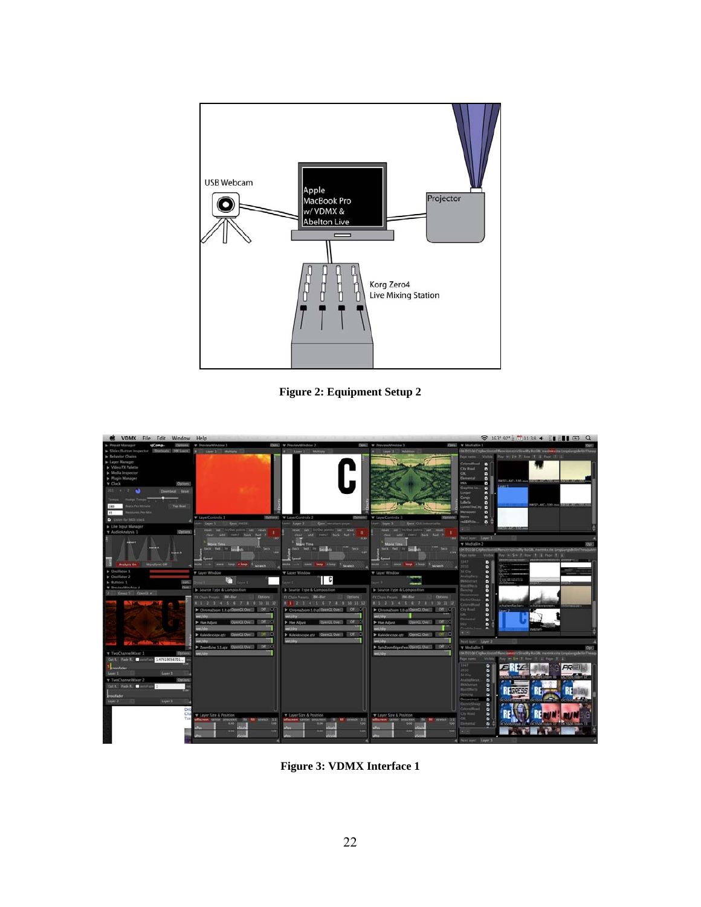**Figure 2: Equipment Setup 2**

**Figure 3: VDMX Interface 1**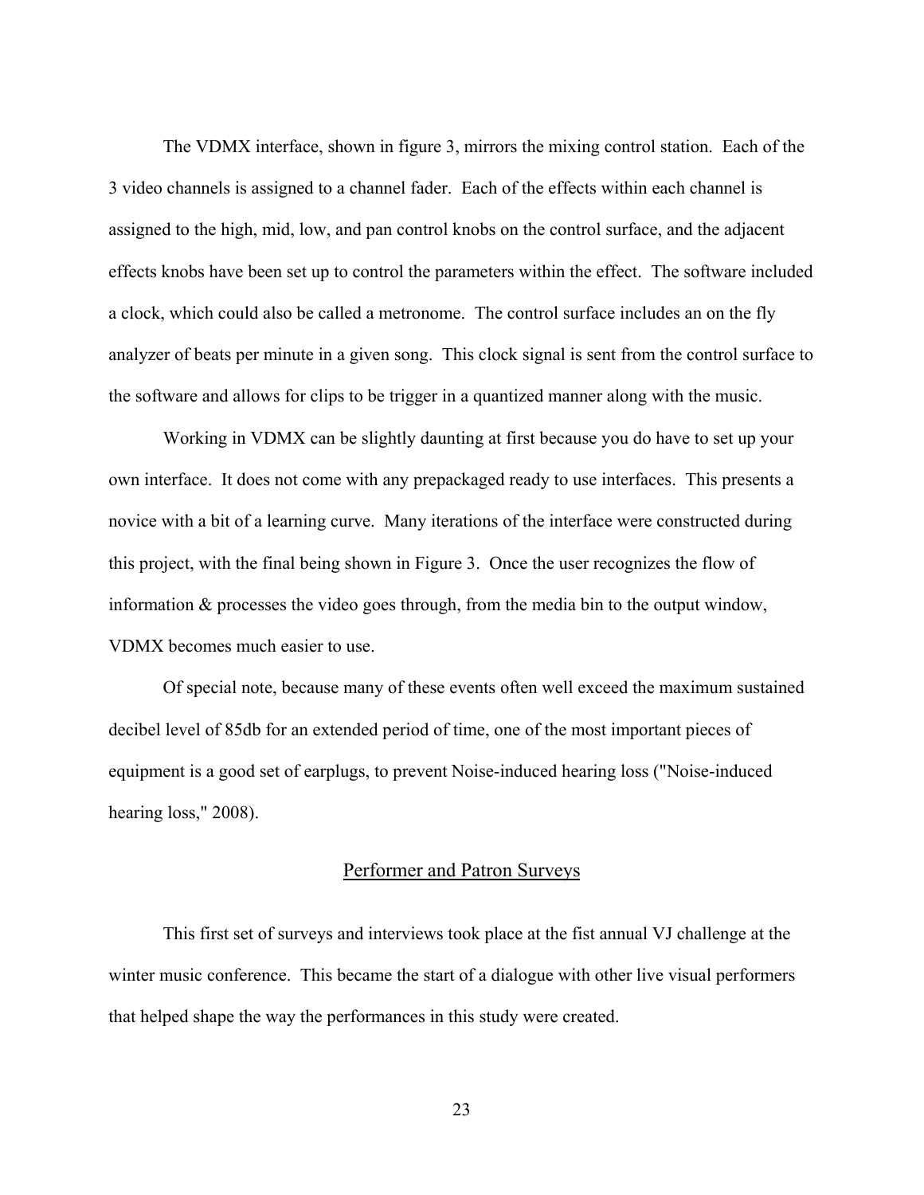The VDMX interface, shown in figure 3, mirrors the mixing control station. Each of the 3 video channels is assigned to a channel fader. Each of the effects within each channel is assigned to the high, mid, low, and pan control knobs on the control surface, and the adjacent effects knobs have been set up to control the parameters within the effect. The software included a clock, which could also be called a metronome. The control surface includes an on the fly analyzer of beats per minute in a given song. This clock signal is sent from the control surface to the software and allows for clips to be trigger in a quantized manner along with the music.

Working in VDMX can be slightly daunting at first because you do have to set up your own interface. It does not come with any prepackaged ready to use interfaces. This presents a novice with a bit of a learning curve. Many iterations of the interface were constructed during this project, with the final being shown in Figure 3. Once the user recognizes the flow of information & processes the video goes through, from the media bin to the output window, VDMX becomes much easier to use.

Of special note, because many of these events often well exceed the maximum sustained decibel level of 85db for an extended period of time, one of the most important pieces of equipment is a good set of earplugs, to prevent Noise-induced hearing loss ("Noise-induced hearing loss," 2008).

## Performer and Patron Surveys

This first set of surveys and interviews took place at the fist annual VJ challenge at the winter music conference. This became the start of a dialogue with other live visual performers that helped shape the way the performances in this study were created.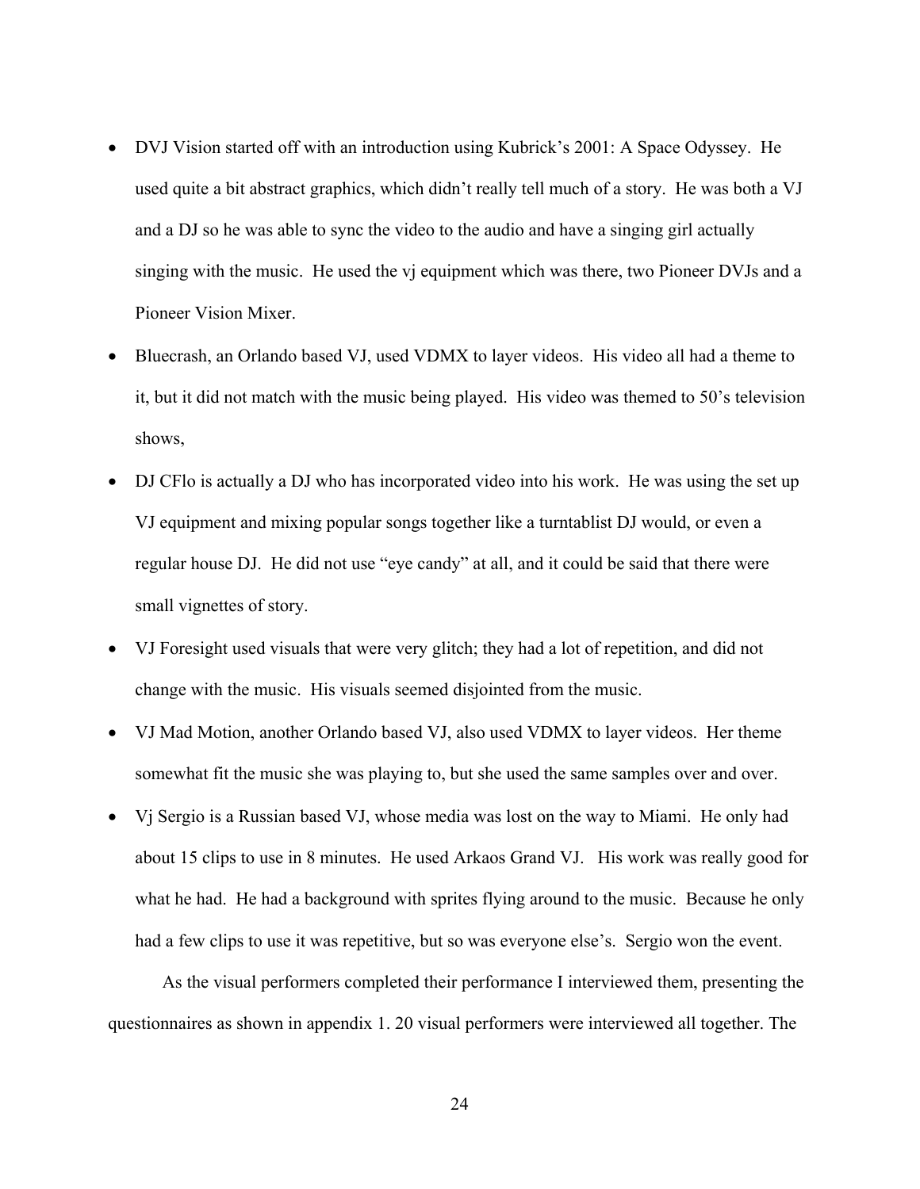- DVJ Vision started off with an introduction using Kubrick's 2001: A Space Odyssey. He used quite a bit abstract graphics, which didn't really tell much of a story. He was both a VJ and a DJ so he was able to sync the video to the audio and have a singing girl actually singing with the music. He used the vj equipment which was there, two Pioneer DVJs and a Pioneer Vision Mixer.
- Bluecrash, an Orlando based VJ, used VDMX to layer videos. His video all had a theme to it, but it did not match with the music being played. His video was themed to 50's television shows,
- DJ CFlo is actually a DJ who has incorporated video into his work. He was using the set up VJ equipment and mixing popular songs together like a turntablist DJ would, or even a regular house DJ. He did not use "eye candy" at all, and it could be said that there were small vignettes of story.
- VJ Foresight used visuals that were very glitch; they had a lot of repetition, and did not change with the music. His visuals seemed disjointed from the music.
- VJ Mad Motion, another Orlando based VJ, also used VDMX to layer videos. Her theme somewhat fit the music she was playing to, but she used the same samples over and over.
- Vj Sergio is a Russian based VJ, whose media was lost on the way to Miami. He only had about 15 clips to use in 8 minutes. He used Arkaos Grand VJ. His work was really good for what he had. He had a background with sprites flying around to the music. Because he only had a few clips to use it was repetitive, but so was everyone else's. Sergio won the event.

As the visual performers completed their performance I interviewed them, presenting the questionnaires as shown in appendix 1. 20 visual performers were interviewed all together. The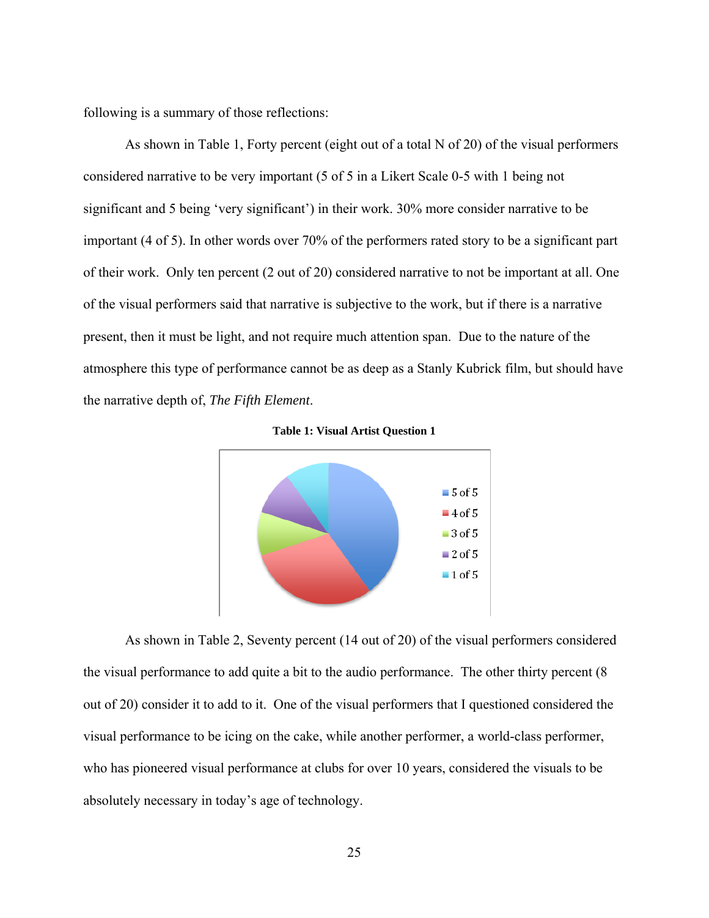following is a summary of those reflections:

As shown in Table 1, Forty percent (eight out of a total N of 20) of the visual performers considered narrative to be very important (5 of 5 in a Likert Scale 0-5 with 1 being not significant and 5 being 'very significant') in their work. 30% more consider narrative to be important (4 of 5). In other words over 70% of the performers rated story to be a significant part of their work. Only ten percent (2 out of 20) considered narrative to not be important at all. One of the visual performers said that narrative is subjective to the work, but if there is a narrative present, then it must be light, and not require much attention span. Due to the nature of the atmosphere this type of performance cannot be as deep as a Stanly Kubrick film, but should have the narrative depth of, *The Fifth Element*.

**Table 1: Visual Artist Question 1**

As shown in Table 2, Seventy percent (14 out of 20) of the visual performers considered the visual performance to add quite a bit to the audio performance. The other thirty percent (8 out of 20) consider it to add to it. One of the visual performers that I questioned considered the visual performance to be icing on the cake, while another performer, a world-class performer, who has pioneered visual performance at clubs for over 10 years, considered the visuals to be absolutely necessary in today's age of technology.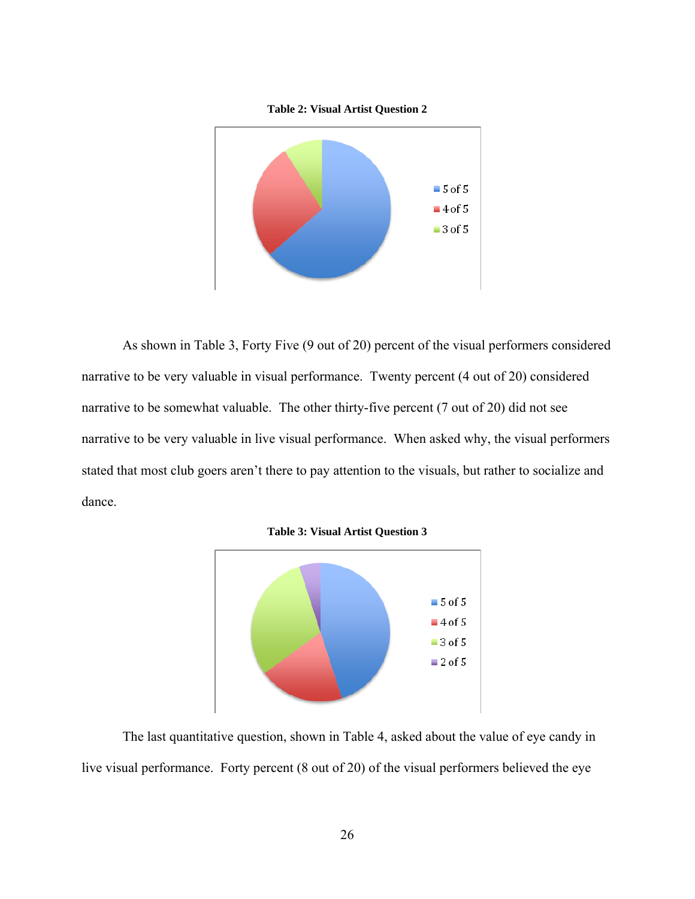**Table 2: Visual Artist Question 2**

As shown in Table 3, Forty Five (9 out of 20) percent of the visual performers considered narrative to be very valuable in visual performance. Twenty percent (4 out of 20) considered narrative to be somewhat valuable. The other thirty-five percent (7 out of 20) did not see narrative to be very valuable in live visual performance. When asked why, the visual performers stated that most club goers aren't there to pay attention to the visuals, but rather to socialize and dance.

**Table 3: Visual Artist Question 3**

The last quantitative question, shown in Table 4, asked about the value of eye candy in live visual performance. Forty percent (8 out of 20) of the visual performers believed the eye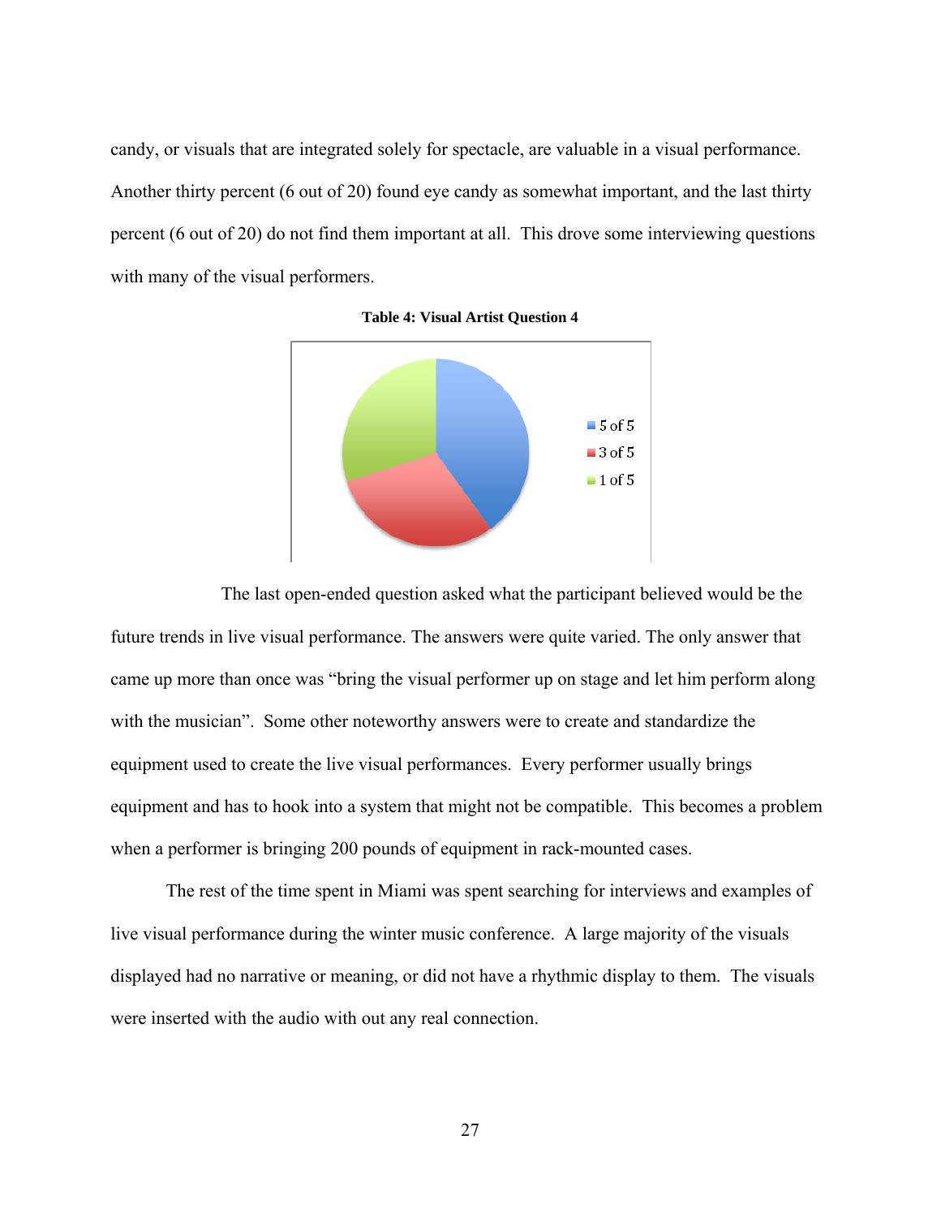candy, or visuals that are integrated solely for spectacle, are valuable in a visual performance. Another thirty percent (6 out of 20) found eye candy as somewhat important, and the last thirty percent (6 out of 20) do not find them important at all. This drove some interviewing questions with many of the visual performers.

**Table 4: Visual Artist Question 4**

The last open-ended question asked what the participant believed would be the future trends in live visual performance. The answers were quite varied. The only answer that came up more than once was "bring the visual performer up on stage and let him perform along with the musician". Some other noteworthy answers were to create and standardize the equipment used to create the live visual performances. Every performer usually brings equipment and has to hook into a system that might not be compatible. This becomes a problem when a performer is bringing 200 pounds of equipment in rack-mounted cases.

The rest of the time spent in Miami was spent searching for interviews and examples of live visual performance during the winter music conference. A large majority of the visuals displayed had no narrative or meaning, or did not have a rhythmic display to them. The visuals were inserted with the audio with out any real connection.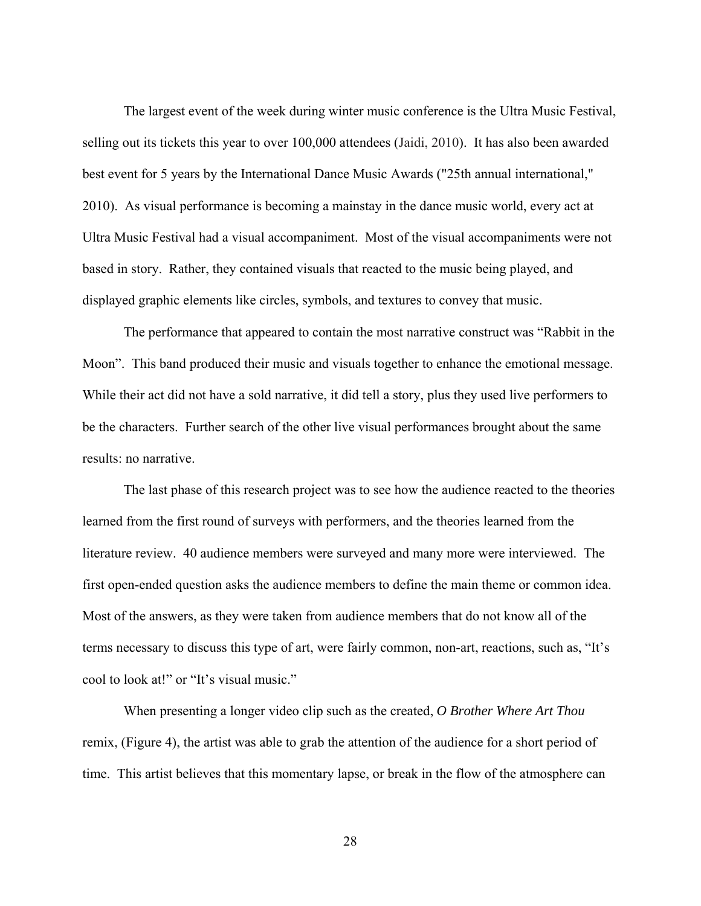The largest event of the week during winter music conference is the Ultra Music Festival, selling out its tickets this year to over 100,000 attendees (Jaidi, 2010). It has also been awarded best event for 5 years by the International Dance Music Awards ("25th annual international," 2010). As visual performance is becoming a mainstay in the dance music world, every act at Ultra Music Festival had a visual accompaniment. Most of the visual accompaniments were not based in story. Rather, they contained visuals that reacted to the music being played, and displayed graphic elements like circles, symbols, and textures to convey that music.

The performance that appeared to contain the most narrative construct was "Rabbit in the Moon". This band produced their music and visuals together to enhance the emotional message. While their act did not have a sold narrative, it did tell a story, plus they used live performers to be the characters. Further search of the other live visual performances brought about the same results: no narrative.

The last phase of this research project was to see how the audience reacted to the theories learned from the first round of surveys with performers, and the theories learned from the literature review. 40 audience members were surveyed and many more were interviewed. The first open-ended question asks the audience members to define the main theme or common idea. Most of the answers, as they were taken from audience members that do not know all of the terms necessary to discuss this type of art, were fairly common, non-art, reactions, such as, "It's cool to look at!" or "It's visual music."

When presenting a longer video clip such as the created, *O Brother Where Art Thou* remix, (Figure 4), the artist was able to grab the attention of the audience for a short period of time. This artist believes that this momentary lapse, or break in the flow of the atmosphere can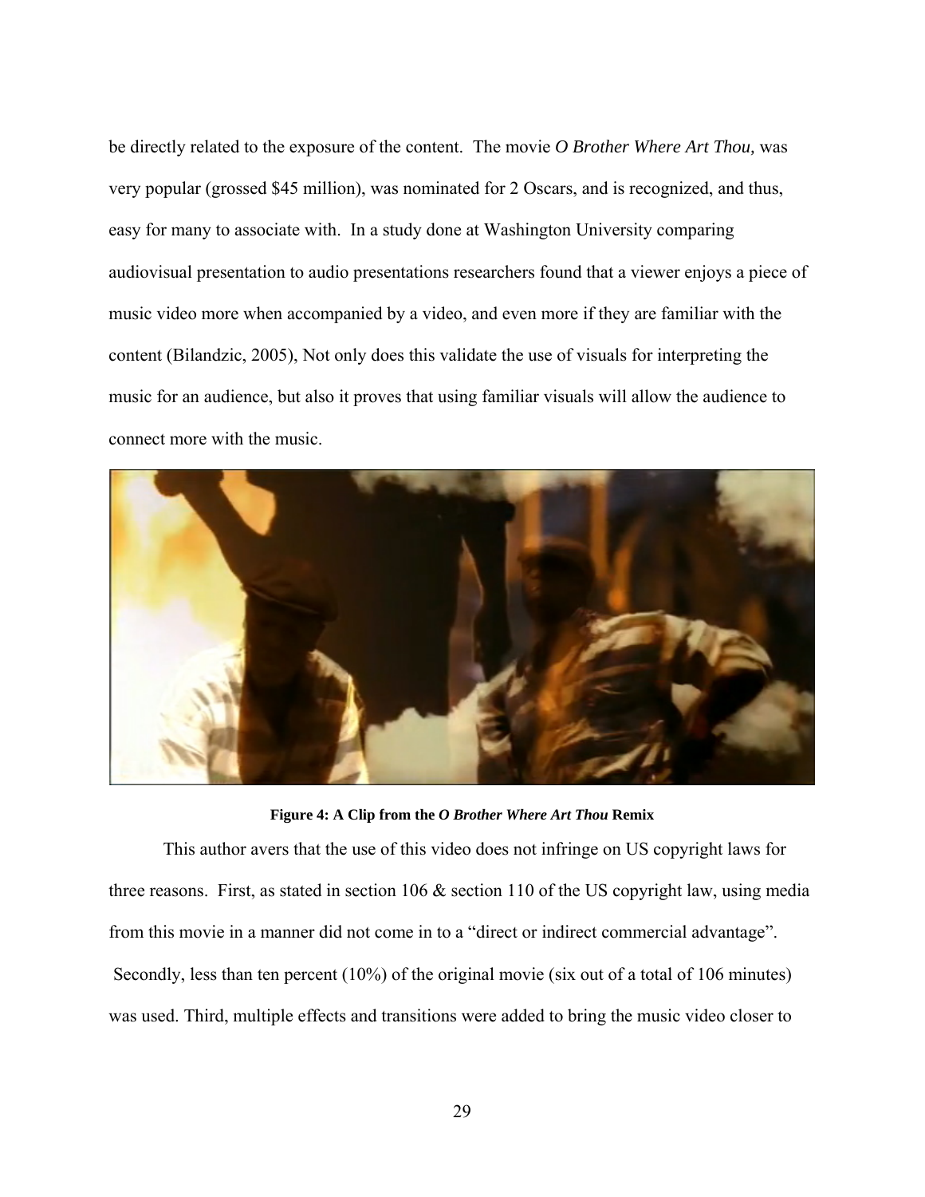be directly related to the exposure of the content. The movie *O Brother Where Art Thou,* was very popular (grossed $45 million), was nominated for 2 Oscars, and is recognized, and thus, easy for many to associate with. In a study done at Washington University comparing audiovisual presentation to audio presentations researchers found that a viewer enjoys a piece of music video more when accompanied by a video, and even more if they are familiar with the content (Bilandzic, 2005), Not only does this validate the use of visuals for interpreting the music for an audience, but also it proves that using familiar visuals will allow the audience to connect more with the music.

**Figure 4: A Clip from the *O Brother Where Art Thou* Remix**

This author avers that the use of this video does not infringe on US copyright laws for three reasons. First, as stated in section 106 & section 110 of the US copyright law, using media from this movie in a manner did not come in to a "direct or indirect commercial advantage". Secondly, less than ten percent (10%) of the original movie (six out of a total of 106 minutes) was used. Third, multiple effects and transitions were added to bring the music video closer to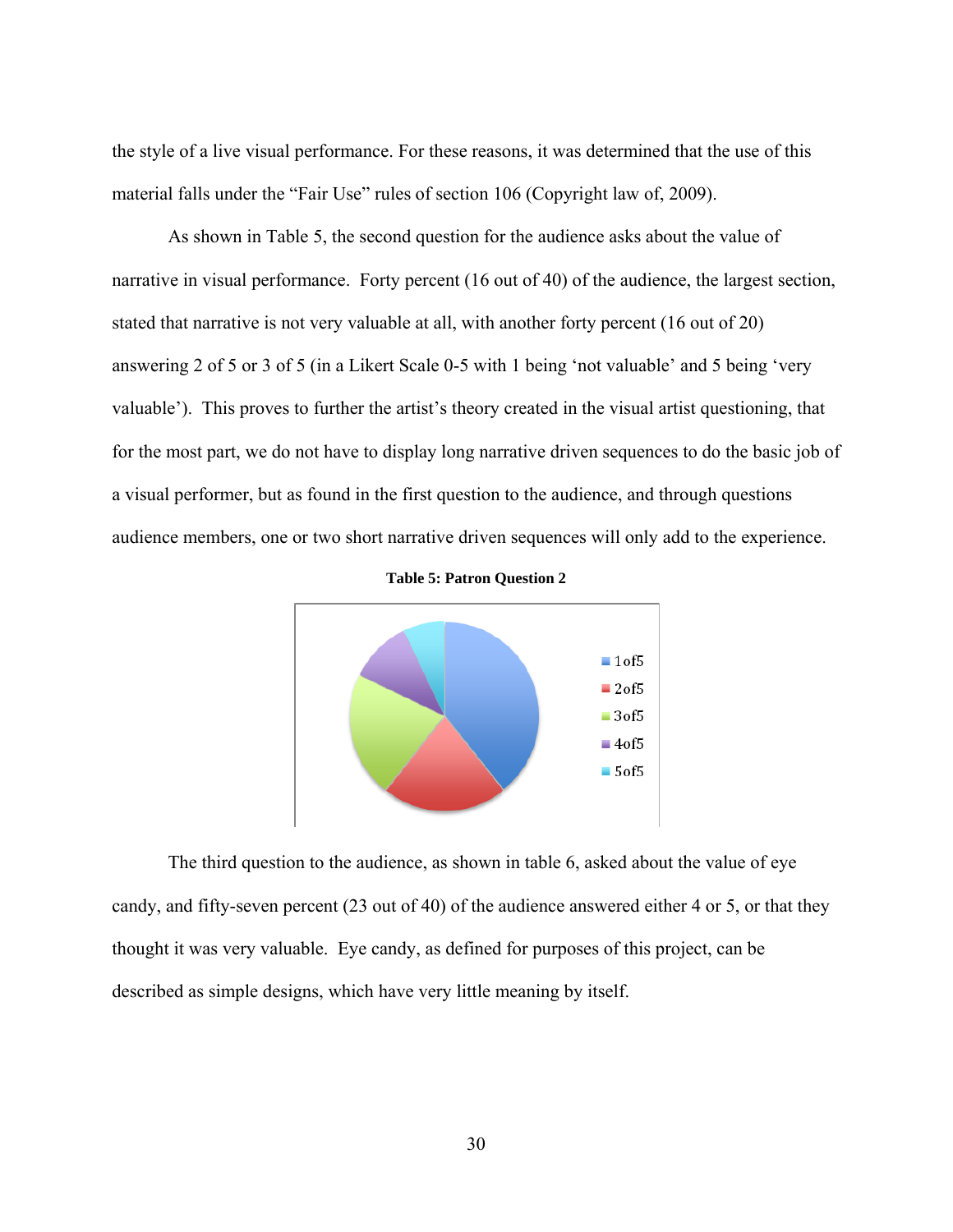the style of a live visual performance. For these reasons, it was determined that the use of this material falls under the "Fair Use" rules of section 106 (Copyright law of, 2009).

As shown in Table 5, the second question for the audience asks about the value of narrative in visual performance. Forty percent (16 out of 40) of the audience, the largest section, stated that narrative is not very valuable at all, with another forty percent (16 out of 20) answering 2 of 5 or 3 of 5 (in a Likert Scale 0-5 with 1 being 'not valuable' and 5 being 'very valuable'). This proves to further the artist's theory created in the visual artist questioning, that for the most part, we do not have to display long narrative driven sequences to do the basic job of a visual performer, but as found in the first question to the audience, and through questions audience members, one or two short narrative driven sequences will only add to the experience.

**Table 5: Patron Question 2**

1of5
2of5
3of5
4of5
5of5

The third question to the audience, as shown in table 6, asked about the value of eye candy, and fifty-seven percent (23 out of 40) of the audience answered either 4 or 5, or that they thought it was very valuable. Eye candy, as defined for purposes of this project, can be described as simple designs, which have very little meaning by itself.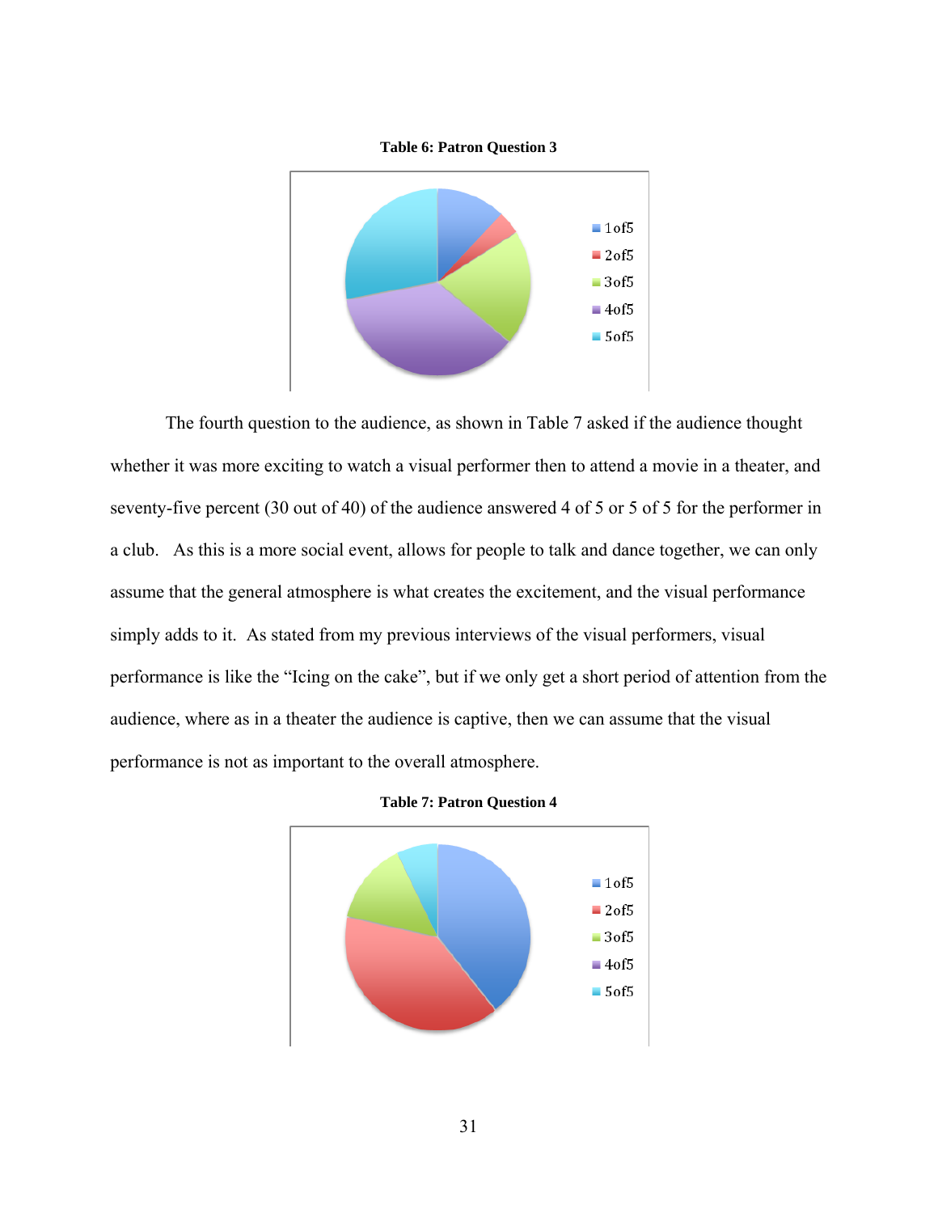**Table 6: Patron Question 3**

The fourth question to the audience, as shown in Table 7 asked if the audience thought whether it was more exciting to watch a visual performer then to attend a movie in a theater, and seventy-five percent (30 out of 40) of the audience answered 4 of 5 or 5 of 5 for the performer in a club. As this is a more social event, allows for people to talk and dance together, we can only assume that the general atmosphere is what creates the excitement, and the visual performance simply adds to it. As stated from my previous interviews of the visual performers, visual performance is like the "Icing on the cake", but if we only get a short period of attention from the audience, where as in a theater the audience is captive, then we can assume that the visual performance is not as important to the overall atmosphere.

**Table 7: Patron Question 4**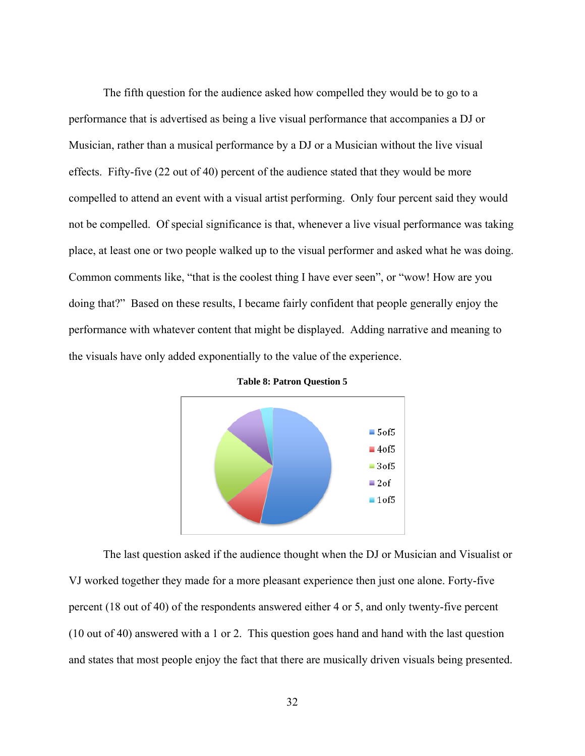The fifth question for the audience asked how compelled they would be to go to a performance that is advertised as being a live visual performance that accompanies a DJ or Musician, rather than a musical performance by a DJ or a Musician without the live visual effects. Fifty-five (22 out of 40) percent of the audience stated that they would be more compelled to attend an event with a visual artist performing. Only four percent said they would not be compelled. Of special significance is that, whenever a live visual performance was taking place, at least one or two people walked up to the visual performer and asked what he was doing. Common comments like, "that is the coolest thing I have ever seen", or "wow! How are you doing that?" Based on these results, I became fairly confident that people generally enjoy the performance with whatever content that might be displayed. Adding narrative and meaning to the visuals have only added exponentially to the value of the experience.

**Table 8: Patron Question 5**

- 5of5
- 4of5
- 3of5
- 2of
- 1of5

The last question asked if the audience thought when the DJ or Musician and Visualist or VJ worked together they made for a more pleasant experience then just one alone. Forty-five percent (18 out of 40) of the respondents answered either 4 or 5, and only twenty-five percent (10 out of 40) answered with a 1 or 2. This question goes hand and hand with the last question and states that most people enjoy the fact that there are musically driven visuals being presented.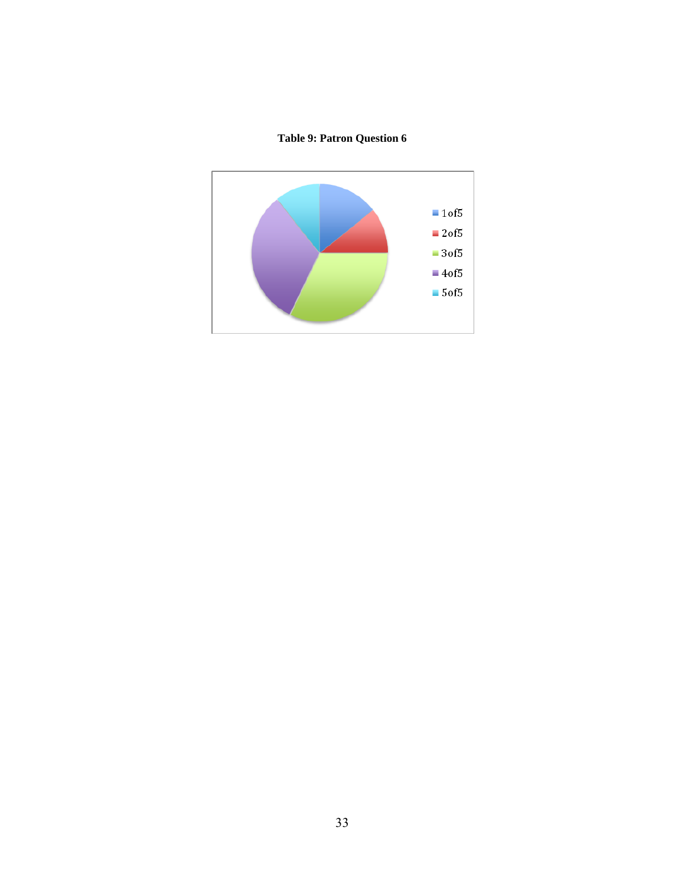**Table 9: Patron Question 6**

1of5
2of5
3of5
4of5
5of5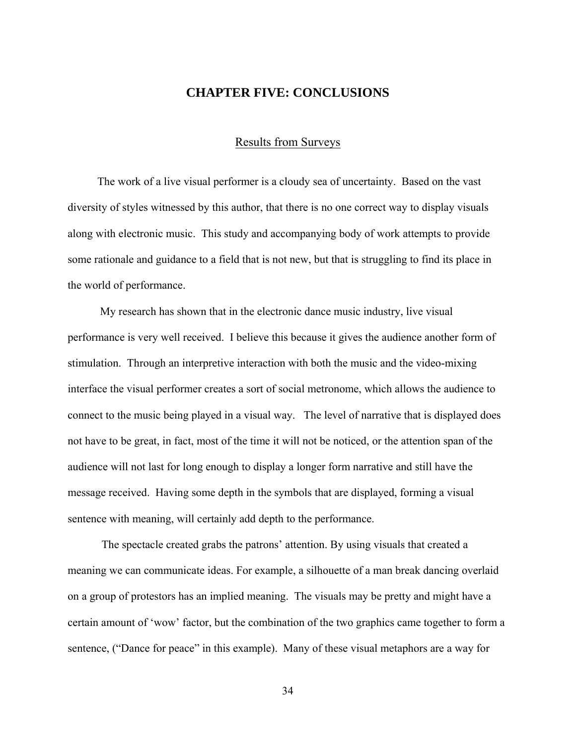# CHAPTER FIVE: CONCLUSIONS

## Results from Surveys

The work of a live visual performer is a cloudy sea of uncertainty. Based on the vast diversity of styles witnessed by this author, that there is no one correct way to display visuals along with electronic music. This study and accompanying body of work attempts to provide some rationale and guidance to a field that is not new, but that is struggling to find its place in the world of performance.

My research has shown that in the electronic dance music industry, live visual performance is very well received. I believe this because it gives the audience another form of stimulation. Through an interpretive interaction with both the music and the video-mixing interface the visual performer creates a sort of social metronome, which allows the audience to connect to the music being played in a visual way. The level of narrative that is displayed does not have to be great, in fact, most of the time it will not be noticed, or the attention span of the audience will not last for long enough to display a longer form narrative and still have the message received. Having some depth in the symbols that are displayed, forming a visual sentence with meaning, will certainly add depth to the performance.

The spectacle created grabs the patrons' attention. By using visuals that created a meaning we can communicate ideas. For example, a silhouette of a man break dancing overlaid on a group of protestors has an implied meaning. The visuals may be pretty and might have a certain amount of 'wow' factor, but the combination of the two graphics came together to form a sentence, ("Dance for peace" in this example). Many of these visual metaphors are a way for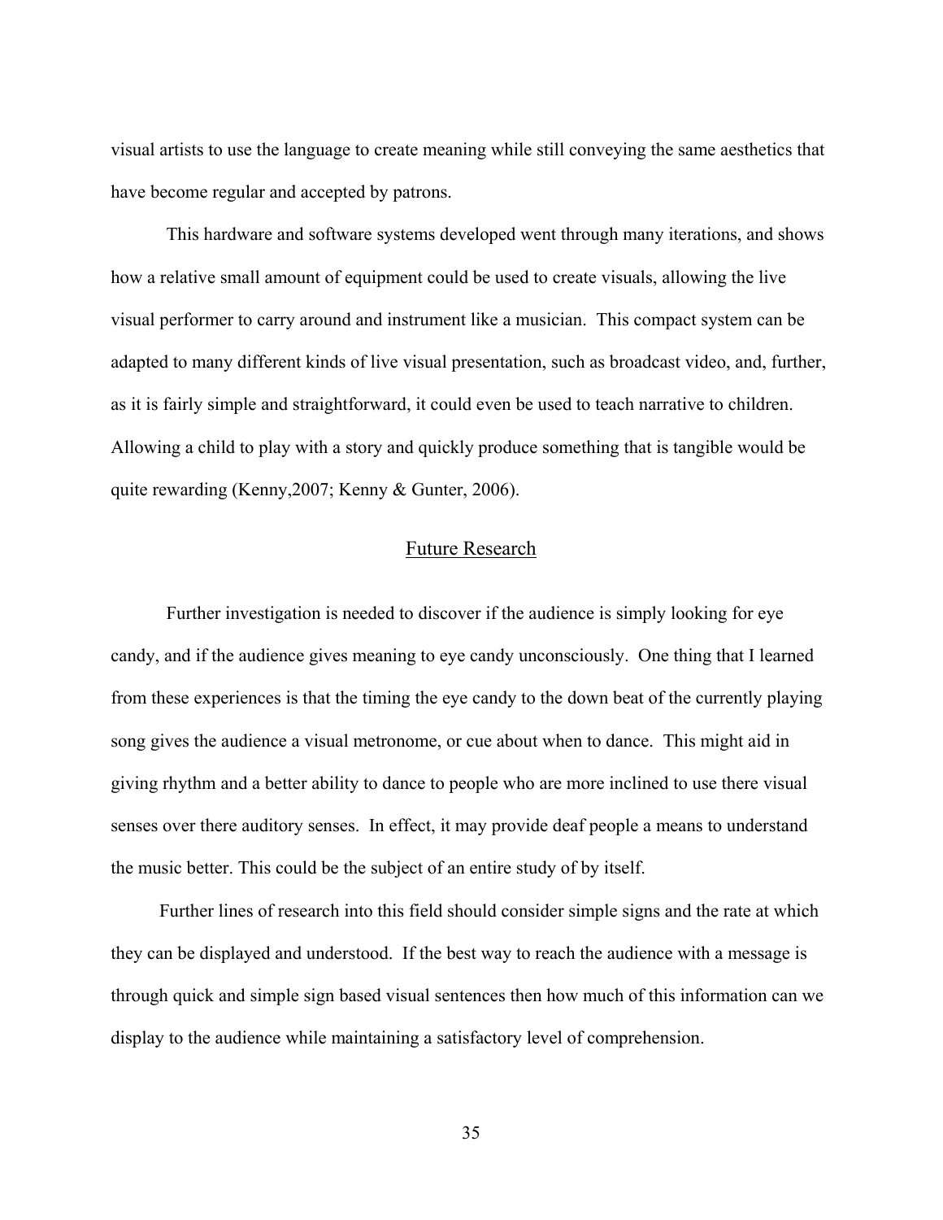visual artists to use the language to create meaning while still conveying the same aesthetics that have become regular and accepted by patrons.

This hardware and software systems developed went through many iterations, and shows how a relative small amount of equipment could be used to create visuals, allowing the live visual performer to carry around and instrument like a musician. This compact system can be adapted to many different kinds of live visual presentation, such as broadcast video, and, further, as it is fairly simple and straightforward, it could even be used to teach narrative to children. Allowing a child to play with a story and quickly produce something that is tangible would be quite rewarding (Kenny,2007; Kenny & Gunter, 2006).

## Future Research

Further investigation is needed to discover if the audience is simply looking for eye candy, and if the audience gives meaning to eye candy unconsciously. One thing that I learned from these experiences is that the timing the eye candy to the down beat of the currently playing song gives the audience a visual metronome, or cue about when to dance. This might aid in giving rhythm and a better ability to dance to people who are more inclined to use there visual senses over there auditory senses. In effect, it may provide deaf people a means to understand the music better. This could be the subject of an entire study of by itself.

Further lines of research into this field should consider simple signs and the rate at which they can be displayed and understood. If the best way to reach the audience with a message is through quick and simple sign based visual sentences then how much of this information can we display to the audience while maintaining a satisfactory level of comprehension.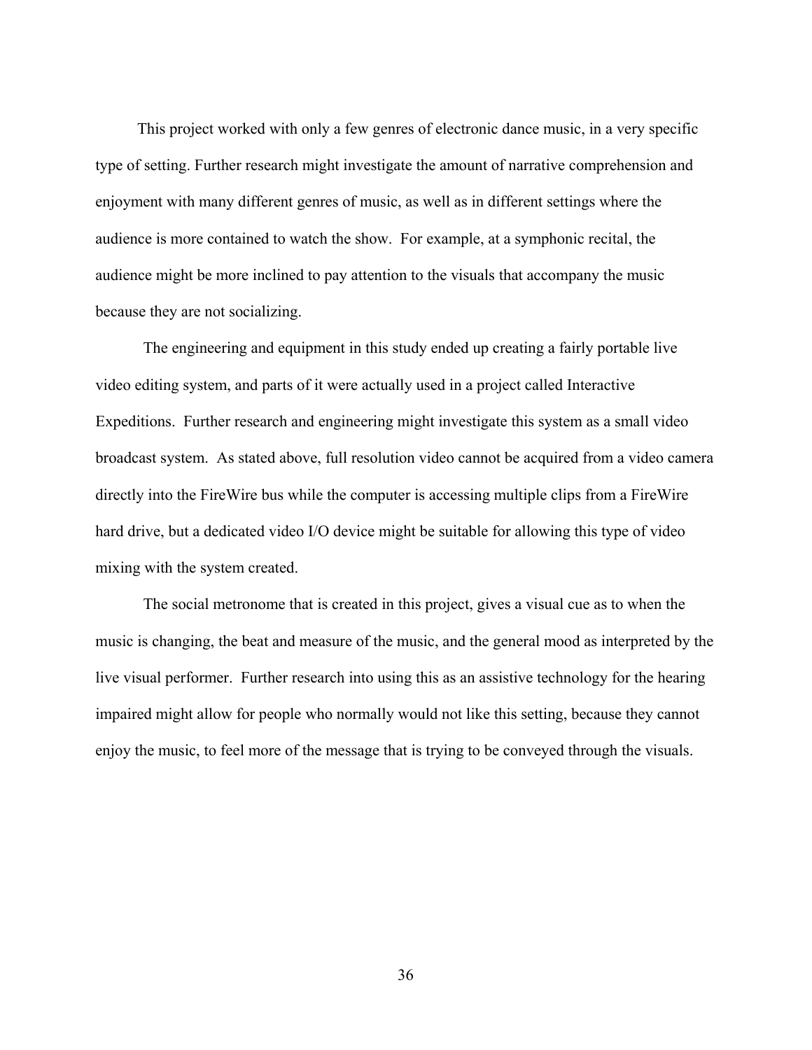This project worked with only a few genres of electronic dance music, in a very specific type of setting. Further research might investigate the amount of narrative comprehension and enjoyment with many different genres of music, as well as in different settings where the audience is more contained to watch the show. For example, at a symphonic recital, the audience might be more inclined to pay attention to the visuals that accompany the music because they are not socializing.

The engineering and equipment in this study ended up creating a fairly portable live video editing system, and parts of it were actually used in a project called Interactive Expeditions. Further research and engineering might investigate this system as a small video broadcast system. As stated above, full resolution video cannot be acquired from a video camera directly into the FireWire bus while the computer is accessing multiple clips from a FireWire hard drive, but a dedicated video I/O device might be suitable for allowing this type of video mixing with the system created.

The social metronome that is created in this project, gives a visual cue as to when the music is changing, the beat and measure of the music, and the general mood as interpreted by the live visual performer. Further research into using this as an assistive technology for the hearing impaired might allow for people who normally would not like this setting, because they cannot enjoy the music, to feel more of the message that is trying to be conveyed through the visuals.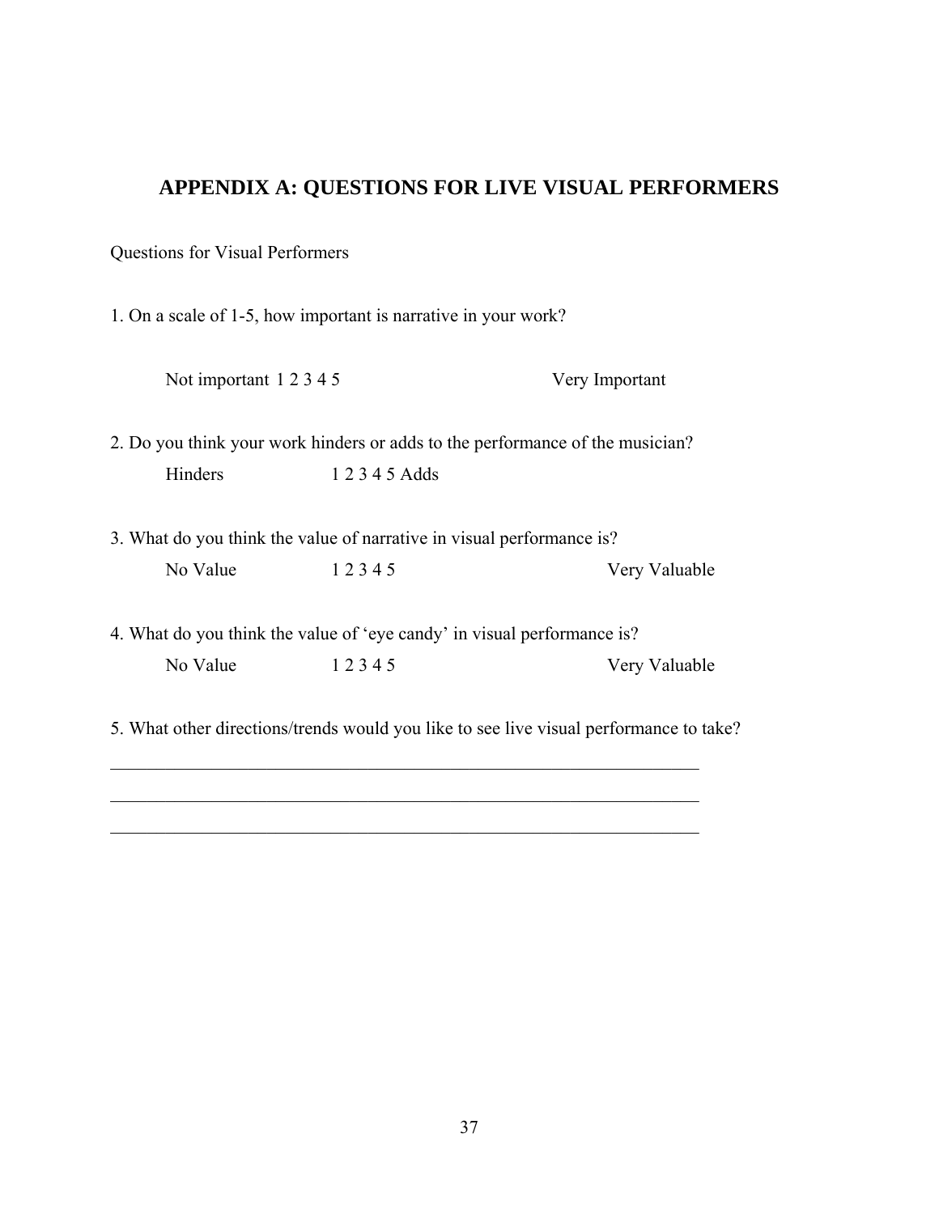# APPENDIX A: QUESTIONS FOR LIVE VISUAL PERFORMERS

Questions for Visual Performers

1. On a scale of 1-5, how important is narrative in your work?

   Not important 1 2 3 4 5 Very Important

2. Do you think your work hinders or adds to the performance of the musician?

   Hinders 1 2 3 4 5 Adds

3. What do you think the value of narrative in visual performance is?

   No Value 1 2 3 4 5 Very Valuable

4. What do you think the value of 'eye candy' in visual performance is?

   No Value 1 2 3 4 5 Very Valuable

5. What other directions/trends would you like to see live visual performance to take?

___________________________________________________________________

___________________________________________________________________

___________________________________________________________________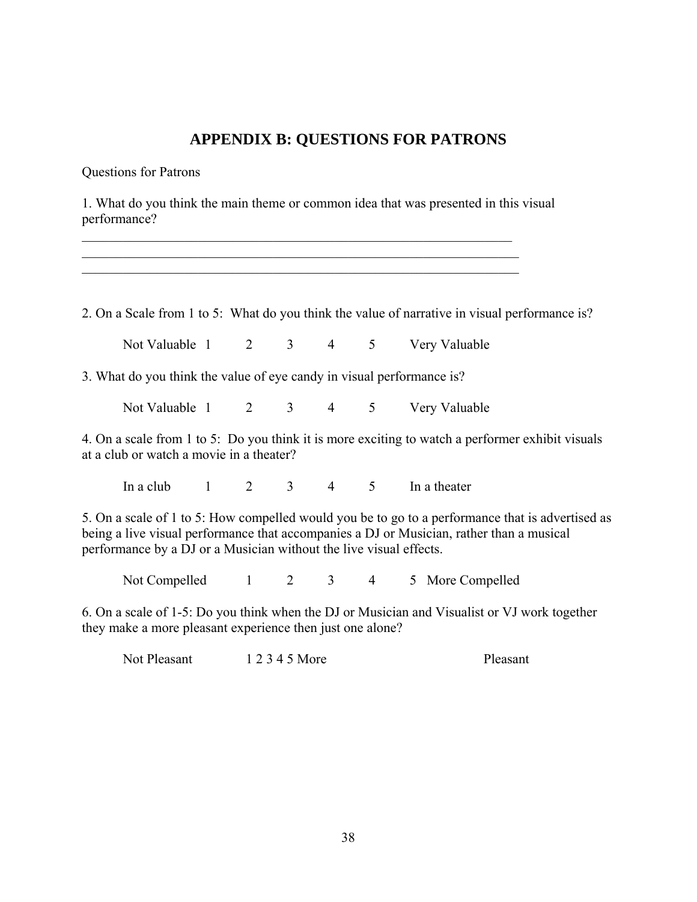# APPENDIX B: QUESTIONS FOR PATRONS

Questions for Patrons

1. What do you think the main theme or common idea that was presented in this visual performance?

\_\_\_\_\_\_\_\_\_\_\_\_\_\_\_\_\_\_\_\_\_\_\_\_\_\_\_\_\_\_\_\_\_\_\_\_\_\_\_\_\_\_\_\_\_\_\_\_\_\_\_\_\_\_\_\_\_\_\_\_\_\_\_\_

\_\_\_\_\_\_\_\_\_\_\_\_\_\_\_\_\_\_\_\_\_\_\_\_\_\_\_\_\_\_\_\_\_\_\_\_\_\_\_\_\_\_\_\_\_\_\_\_\_\_\_\_\_\_\_\_\_\_\_\_\_\_\_\_

\_\_\_\_\_\_\_\_\_\_\_\_\_\_\_\_\_\_\_\_\_\_\_\_\_\_\_\_\_\_\_\_\_\_\_\_\_\_\_\_\_\_\_\_\_\_\_\_\_\_\_\_\_\_\_\_\_\_\_\_\_\_\_\_

2. On a Scale from 1 to 5: What do you think the value of narrative in visual performance is?

Not Valuable 1 2 3 4 5 Very Valuable

3. What do you think the value of eye candy in visual performance is?

Not Valuable 1 2 3 4 5 Very Valuable

4. On a scale from 1 to 5: Do you think it is more exciting to watch a performer exhibit visuals at a club or watch a movie in a theater?

In a club 1 2 3 4 5 In a theater

5. On a scale of 1 to 5: How compelled would you be to go to a performance that is advertised as being a live visual performance that accompanies a DJ or Musician, rather than a musical performance by a DJ or a Musician without the live visual effects.

Not Compelled 1 2 3 4 5 More Compelled

6. On a scale of 1-5: Do you think when the DJ or Musician and Visualist or VJ work together they make a more pleasant experience then just one alone?

Not Pleasant 1 2 3 4 5 More Pleasant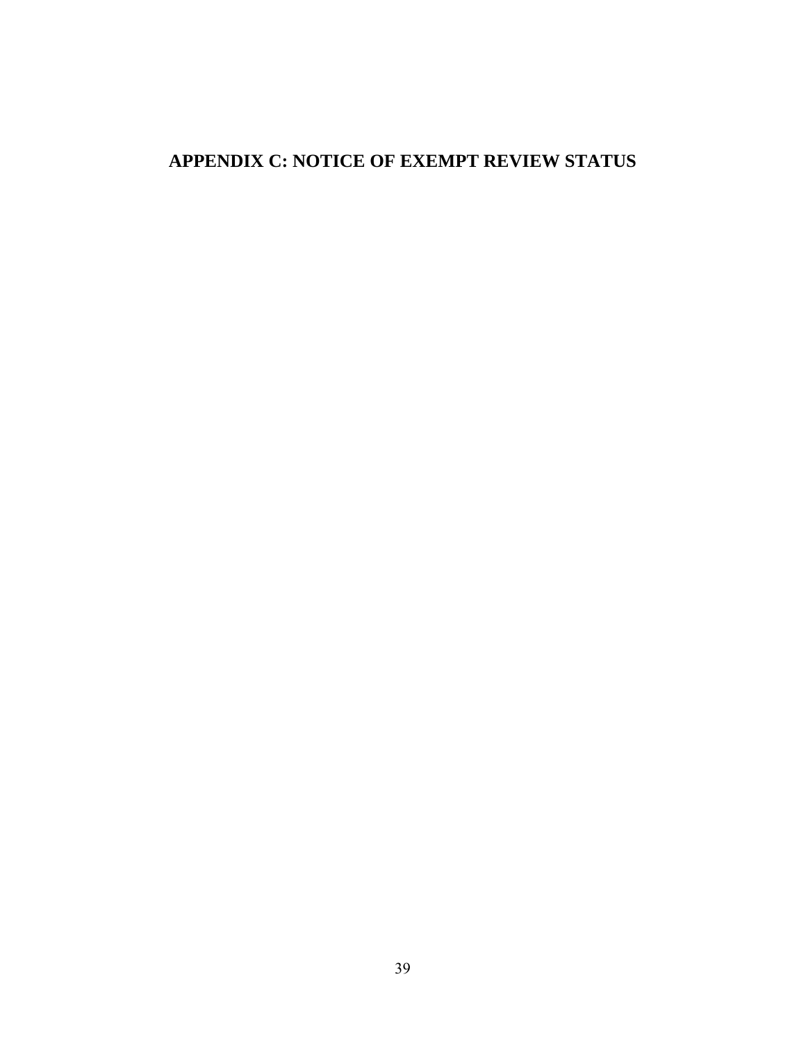# APPENDIX C: NOTICE OF EXEMPT REVIEW STATUS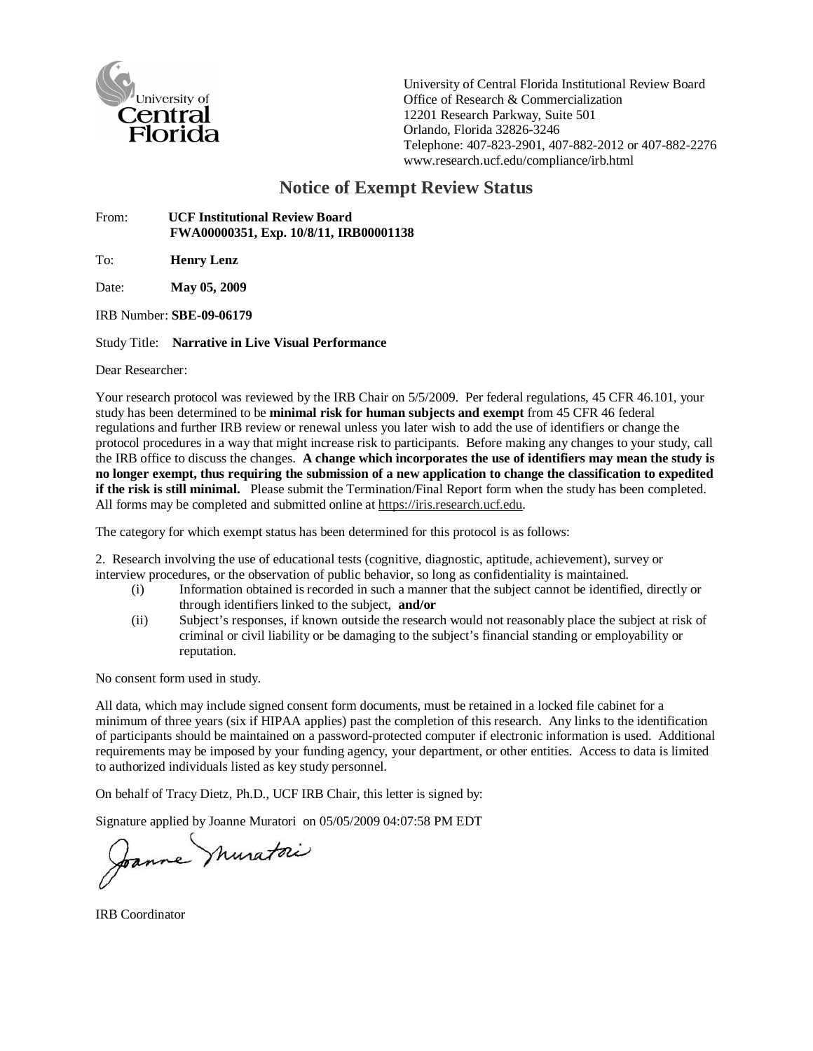University of Central Florida Institutional Review Board
Office of Research & Commercialization
12201 Research Parkway, Suite 501
Orlando, Florida 32826-3246
Telephone: 407-823-2901, 407-882-2012 or 407-882-2276
www.research.ucf.edu/compliance/irb.html

## Notice of Exempt Review Status

From: **UCF Institutional Review Board**
**FWA00000351, Exp. 10/8/11, IRB00001138**

To: **Henry Lenz**

Date: **May 05, 2009**

IRB Number: **SBE-09-06179**

Study Title: **Narrative in Live Visual Performance**

Dear Researcher:

Your research protocol was reviewed by the IRB Chair on 5/5/2009. Per federal regulations, 45 CFR 46.101, your study has been determined to be **minimal risk for human subjects and exempt** from 45 CFR 46 federal regulations and further IRB review or renewal unless you later wish to add the use of identifiers or change the protocol procedures in a way that might increase risk to participants. Before making any changes to your study, call the IRB office to discuss the changes. **A change which incorporates the use of identifiers may mean the study is no longer exempt, thus requiring the submission of a new application to change the classification to expedited if the risk is still minimal.** Please submit the Termination/Final Report form when the study has been completed. All forms may be completed and submitted online at https://iris.research.ucf.edu.

The category for which exempt status has been determined for this protocol is as follows:

2. Research involving the use of educational tests (cognitive, diagnostic, aptitude, achievement), survey or interview procedures, or the observation of public behavior, so long as confidentiality is maintained.
   - (i) Information obtained is recorded in such a manner that the subject cannot be identified, directly or through identifiers linked to the subject, **and/or**
   - (ii) Subject's responses, if known outside the research would not reasonably place the subject at risk of criminal or civil liability or be damaging to the subject's financial standing or employability or reputation.

No consent form used in study.

All data, which may include signed consent form documents, must be retained in a locked file cabinet for a minimum of three years (six if HIPAA applies) past the completion of this research. Any links to the identification of participants should be maintained on a password-protected computer if electronic information is used. Additional requirements may be imposed by your funding agency, your department, or other entities. Access to data is limited to authorized individuals listed as key study personnel.

On behalf of Tracy Dietz, Ph.D., UCF IRB Chair, this letter is signed by:

Signature applied by Joanne Muratori on 05/05/2009 04:07:58 PM EDT

Joanne Muratori

IRB Coordinator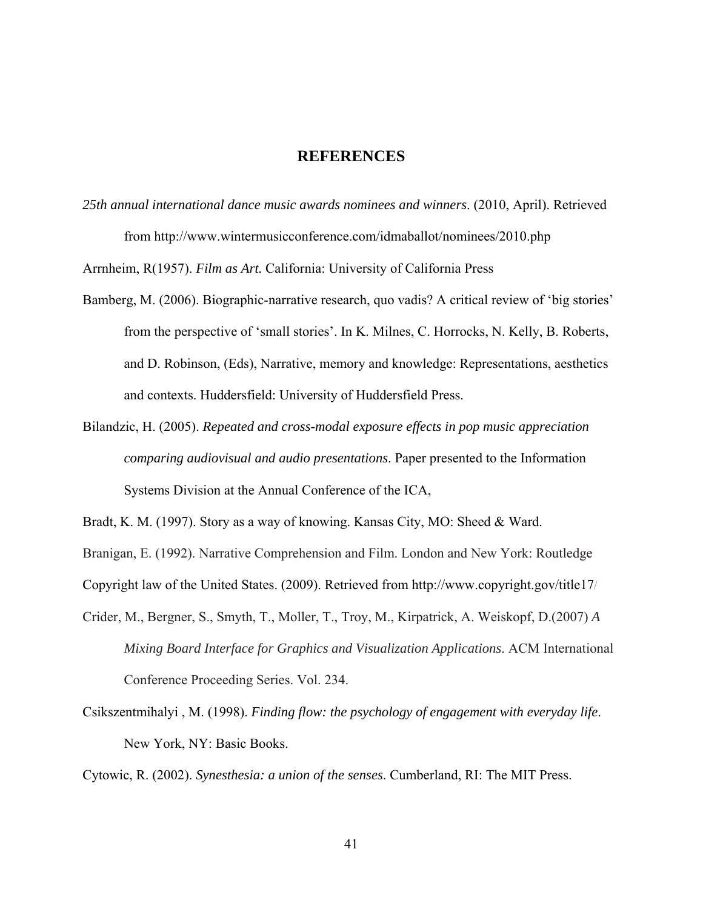# REFERENCES

*25th annual international dance music awards nominees and winners*. (2010, April). Retrieved from http://www.wintermusicconference.com/idmaballot/nominees/2010.php

Arrnheim, R(1957). *Film as Art.* California: University of California Press

Bamberg, M. (2006). Biographic-narrative research, quo vadis? A critical review of 'big stories' from the perspective of 'small stories'. In K. Milnes, C. Horrocks, N. Kelly, B. Roberts, and D. Robinson, (Eds), Narrative, memory and knowledge: Representations, aesthetics and contexts. Huddersfield: University of Huddersfield Press.

Bilandzic, H. (2005). *Repeated and cross-modal exposure effects in pop music appreciation comparing audiovisual and audio presentations*. Paper presented to the Information Systems Division at the Annual Conference of the ICA,

Bradt, K. M. (1997). Story as a way of knowing. Kansas City, MO: Sheed & Ward.

Branigan, E. (1992). Narrative Comprehension and Film. London and New York: Routledge

Copyright law of the United States. (2009). Retrieved from http://www.copyright.gov/title17/

Crider, M., Bergner, S., Smyth, T., Moller, T., Troy, M., Kirpatrick, A. Weiskopf, D.(2007) *A Mixing Board Interface for Graphics and Visualization Applications*. ACM International Conference Proceeding Series. Vol. 234.

Csikszentmihalyi , M. (1998). *Finding flow: the psychology of engagement with everyday life*. New York, NY: Basic Books.

Cytowic, R. (2002). *Synesthesia: a union of the senses*. Cumberland, RI: The MIT Press.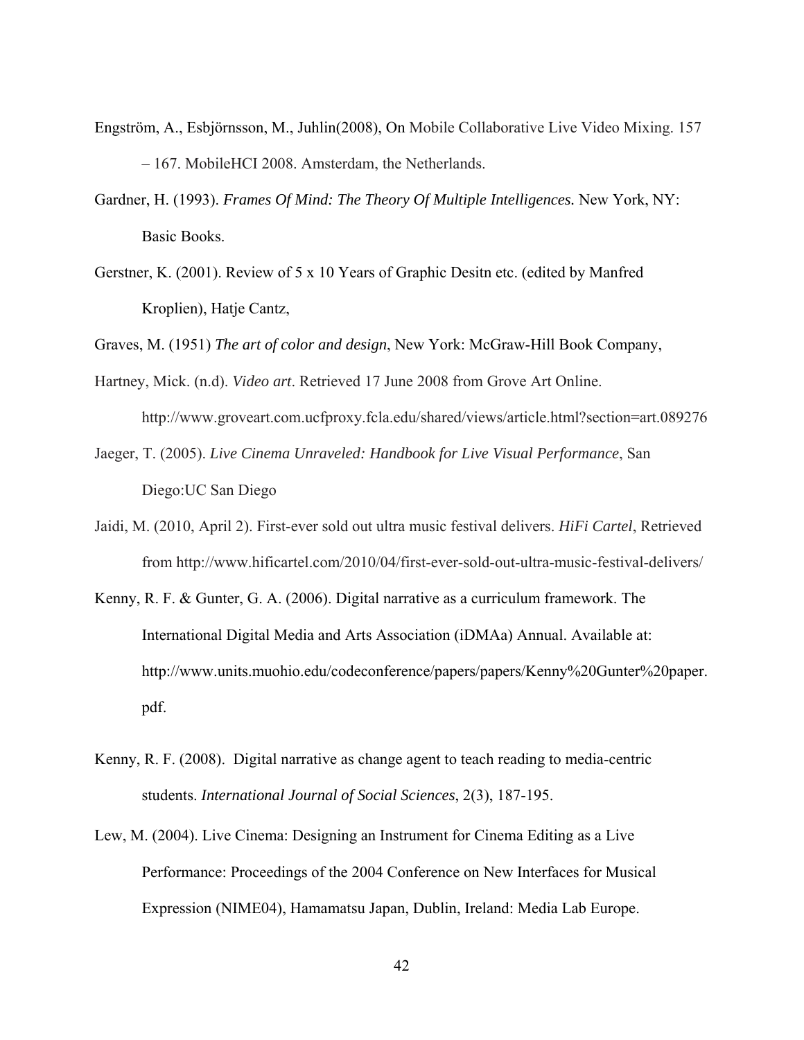Engström, A., Esbjörnsson, M., Juhlin(2008), On Mobile Collaborative Live Video Mixing. 157 – 167. MobileHCI 2008. Amsterdam, the Netherlands.

Gardner, H. (1993). *Frames Of Mind: The Theory Of Multiple Intelligences.* New York, NY: Basic Books.

Gerstner, K. (2001). Review of 5 x 10 Years of Graphic Desitn etc. (edited by Manfred Kroplien), Hatje Cantz,

Graves, M. (1951) *The art of color and design*, New York: McGraw-Hill Book Company,

Hartney, Mick. (n.d). *Video art*. Retrieved 17 June 2008 from Grove Art Online. http://www.groveart.com.ucfproxy.fcla.edu/shared/views/article.html?section=art.089276

Jaeger, T. (2005). *Live Cinema Unraveled: Handbook for Live Visual Performance*, San Diego:UC San Diego

Jaidi, M. (2010, April 2). First-ever sold out ultra music festival delivers. *HiFi Cartel*, Retrieved from http://www.hificartel.com/2010/04/first-ever-sold-out-ultra-music-festival-delivers/

Kenny, R. F. & Gunter, G. A. (2006). Digital narrative as a curriculum framework. The International Digital Media and Arts Association (iDMAa) Annual. Available at: http://www.units.muohio.edu/codeconference/papers/papers/Kenny%20Gunter%20paper.pdf.

Kenny, R. F. (2008). Digital narrative as change agent to teach reading to media-centric students. *International Journal of Social Sciences*, 2(3), 187-195.

Lew, M. (2004). Live Cinema: Designing an Instrument for Cinema Editing as a Live Performance: Proceedings of the 2004 Conference on New Interfaces for Musical Expression (NIME04), Hamamatsu Japan, Dublin, Ireland: Media Lab Europe.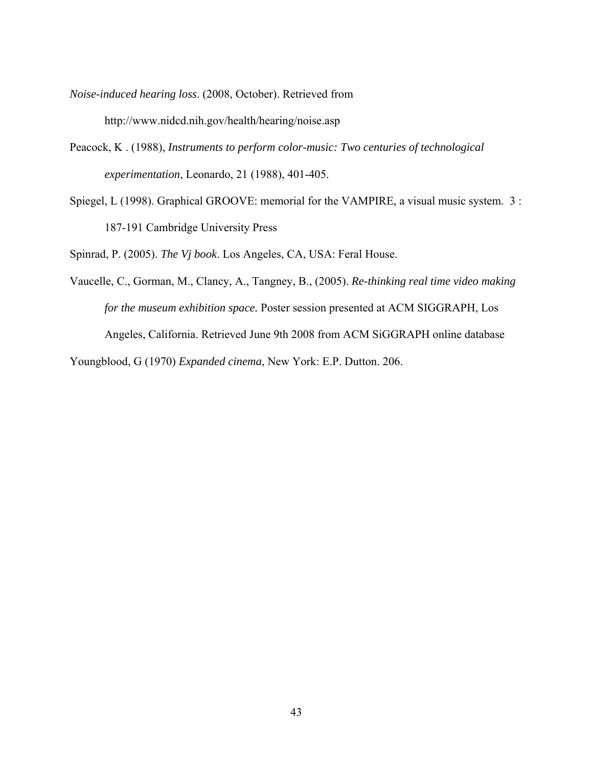*Noise-induced hearing loss*. (2008, October). Retrieved from http://www.nidcd.nih.gov/health/hearing/noise.asp

Peacock, K . (1988), *Instruments to perform color-music: Two centuries of technological experimentation*, Leonardo, 21 (1988), 401-405.

Spiegel, L (1998). Graphical GROOVE: memorial for the VAMPIRE, a visual music system. 3 : 187-191 Cambridge University Press

Spinrad, P. (2005). *The Vj book*. Los Angeles, CA, USA: Feral House.

Vaucelle, C., Gorman, M., Clancy, A., Tangney, B., (2005). *Re-thinking real time video making for the museum exhibition space.* Poster session presented at ACM SIGGRAPH, Los Angeles, California. Retrieved June 9th 2008 from ACM SiGGRAPH online database

Youngblood, G (1970) *Expanded cinema*, New York: E.P. Dutton. 206.